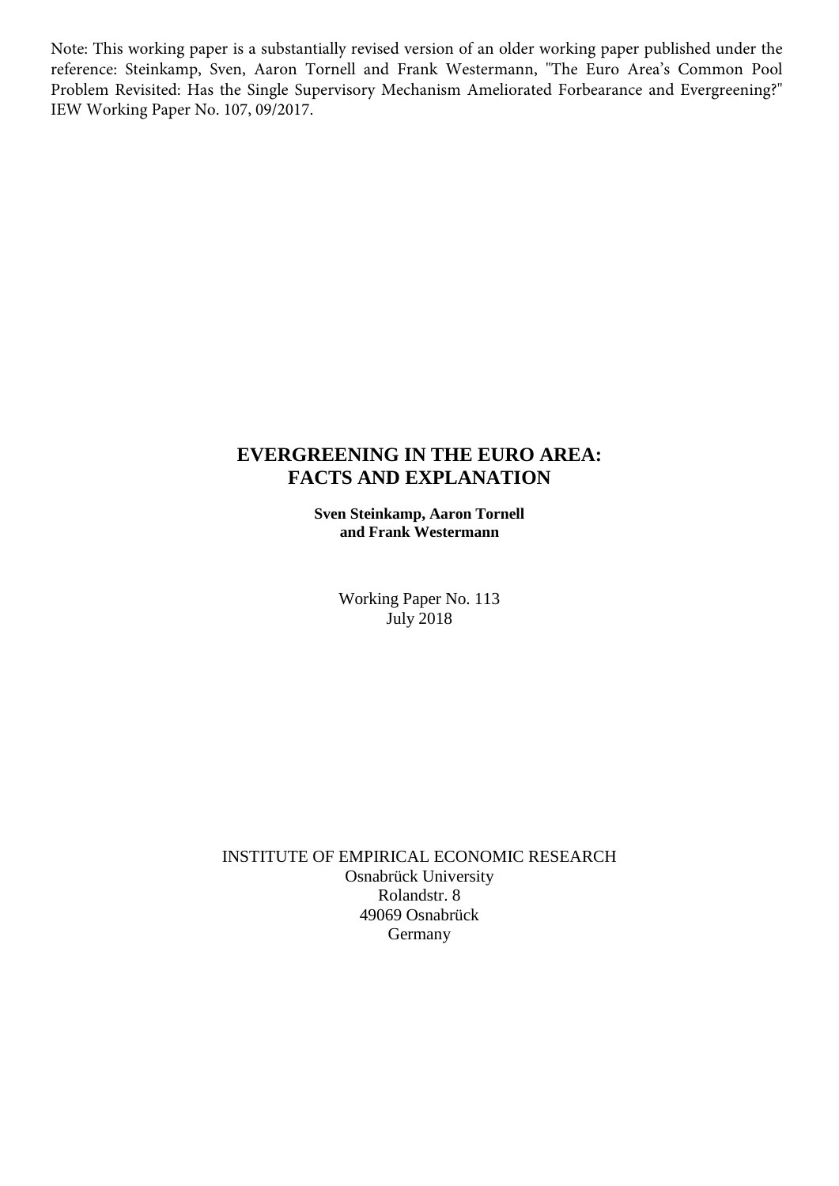Note: This working paper is a substantially revised version of an older working paper published under the reference: Steinkamp, Sven, Aaron Tornell and Frank Westermann, "The Euro Area's Common Pool Problem Revisited: Has the Single Supervisory Mechanism Ameliorated Forbearance and Evergreening?" IEW Working Paper No. 107, 09/2017.

# EVERGREENING IN THE EURO AREA: FACTS AND EXPLANATION

**Sven Steinkamp, Aaron Tornell and Frank Westermann**

Working Paper No. 113
July 2018

INSTITUTE OF EMPIRICAL ECONOMIC RESEARCH
Osnabrück University
Rolandstr. 8
49069 Osnabrück
Germany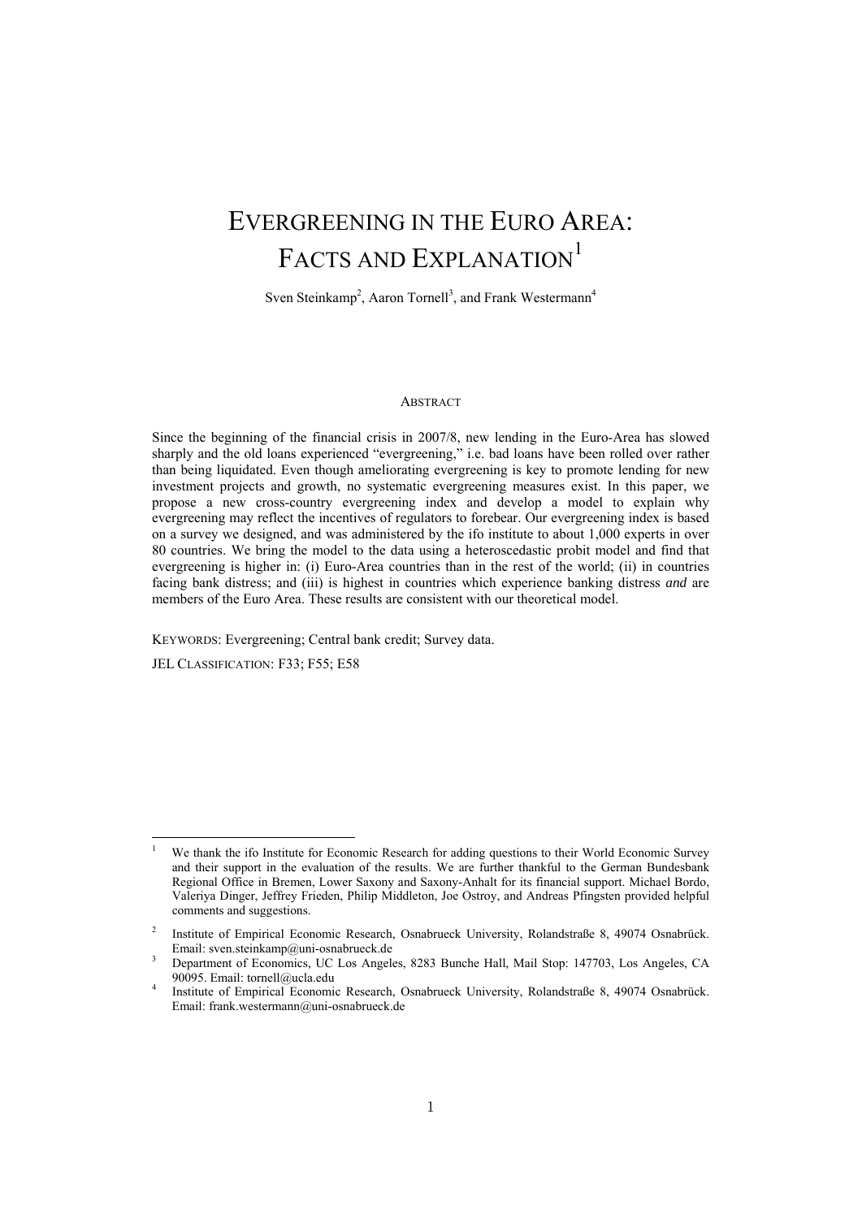# EVERGREENING IN THE EURO AREA: FACTS AND EXPLANATION[1]

Sven Steinkamp[2], Aaron Tornell[3], and Frank Westermann[4]

### ABSTRACT

Since the beginning of the financial crisis in 2007/8, new lending in the Euro-Area has slowed sharply and the old loans experienced "evergreening," i.e. bad loans have been rolled over rather than being liquidated. Even though ameliorating evergreening is key to promote lending for new investment projects and growth, no systematic evergreening measures exist. In this paper, we propose a new cross-country evergreening index and develop a model to explain why evergreening may reflect the incentives of regulators to forebear. Our evergreening index is based on a survey we designed, and was administered by the ifo institute to about 1,000 experts in over 80 countries. We bring the model to the data using a heteroscedastic probit model and find that evergreening is higher in: (i) Euro-Area countries than in the rest of the world; (ii) in countries facing bank distress; and (iii) is highest in countries which experience banking distress *and* are members of the Euro Area. These results are consistent with our theoretical model.

KEYWORDS: Evergreening; Central bank credit; Survey data.

JEL CLASSIFICATION: F33; F55; E58

---

[1] We thank the ifo Institute for Economic Research for adding questions to their World Economic Survey and their support in the evaluation of the results. We are further thankful to the German Bundesbank Regional Office in Bremen, Lower Saxony and Saxony-Anhalt for its financial support. Michael Bordo, Valeriya Dinger, Jeffrey Frieden, Philip Middleton, Joe Ostroy, and Andreas Pfingsten provided helpful comments and suggestions.

[2] Institute of Empirical Economic Research, Osnabrueck University, Rolandstraße 8, 49074 Osnabrück. Email: sven.steinkamp@uni-osnabrueck.de

[3] Department of Economics, UC Los Angeles, 8283 Bunche Hall, Mail Stop: 147703, Los Angeles, CA 90095. Email: tornell@ucla.edu

[4] Institute of Empirical Economic Research, Osnabrueck University, Rolandstraße 8, 49074 Osnabrück. Email: frank.westermann@uni-osnabrueck.de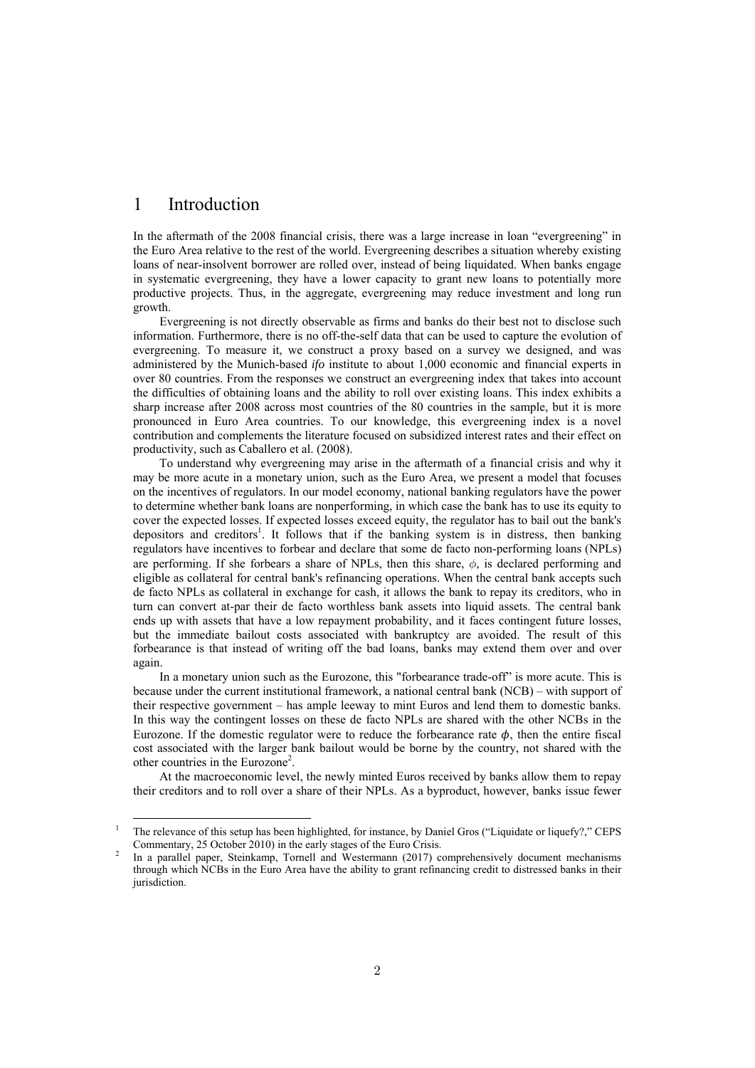# 1 Introduction

In the aftermath of the 2008 financial crisis, there was a large increase in loan "evergreening" in the Euro Area relative to the rest of the world. Evergreening describes a situation whereby existing loans of near-insolvent borrower are rolled over, instead of being liquidated. When banks engage in systematic evergreening, they have a lower capacity to grant new loans to potentially more productive projects. Thus, in the aggregate, evergreening may reduce investment and long run growth.

Evergreening is not directly observable as firms and banks do their best not to disclose such information. Furthermore, there is no off-the-self data that can be used to capture the evolution of evergreening. To measure it, we construct a proxy based on a survey we designed, and was administered by the Munich-based *ifo* institute to about 1,000 economic and financial experts in over 80 countries. From the responses we construct an evergreening index that takes into account the difficulties of obtaining loans and the ability to roll over existing loans. This index exhibits a sharp increase after 2008 across most countries of the 80 countries in the sample, but it is more pronounced in Euro Area countries. To our knowledge, this evergreening index is a novel contribution and complements the literature focused on subsidized interest rates and their effect on productivity, such as Caballero et al. (2008).

To understand why evergreening may arise in the aftermath of a financial crisis and why it may be more acute in a monetary union, such as the Euro Area, we present a model that focuses on the incentives of regulators. In our model economy, national banking regulators have the power to determine whether bank loans are nonperforming, in which case the bank has to use its equity to cover the expected losses. If expected losses exceed equity, the regulator has to bail out the bank's depositors and creditors[1]. It follows that if the banking system is in distress, then banking regulators have incentives to forbear and declare that some de facto non-performing loans (NPLs) are performing. If she forbears a share of NPLs, then this share, $\phi$, is declared performing and eligible as collateral for central bank's refinancing operations. When the central bank accepts such de facto NPLs as collateral in exchange for cash, it allows the bank to repay its creditors, who in turn can convert at-par their de facto worthless bank assets into liquid assets. The central bank ends up with assets that have a low repayment probability, and it faces contingent future losses, but the immediate bailout costs associated with bankruptcy are avoided. The result of this forbearance is that instead of writing off the bad loans, banks may extend them over and over again.

In a monetary union such as the Eurozone, this "forbearance trade-off" is more acute. This is because under the current institutional framework, a national central bank (NCB) – with support of their respective government – has ample leeway to mint Euros and lend them to domestic banks. In this way the contingent losses on these de facto NPLs are shared with the other NCBs in the Eurozone. If the domestic regulator were to reduce the forbearance rate $\phi$, then the entire fiscal cost associated with the larger bank bailout would be borne by the country, not shared with the other countries in the Eurozone[2].

At the macroeconomic level, the newly minted Euros received by banks allow them to repay their creditors and to roll over a share of their NPLs. As a byproduct, however, banks issue fewer

[1] The relevance of this setup has been highlighted, for instance, by Daniel Gros ("Liquidate or liquefy?," CEPS Commentary, 25 October 2010) in the early stages of the Euro Crisis.

[2] In a parallel paper, Steinkamp, Tornell and Westermann (2017) comprehensively document mechanisms through which NCBs in the Euro Area have the ability to grant refinancing credit to distressed banks in their jurisdiction.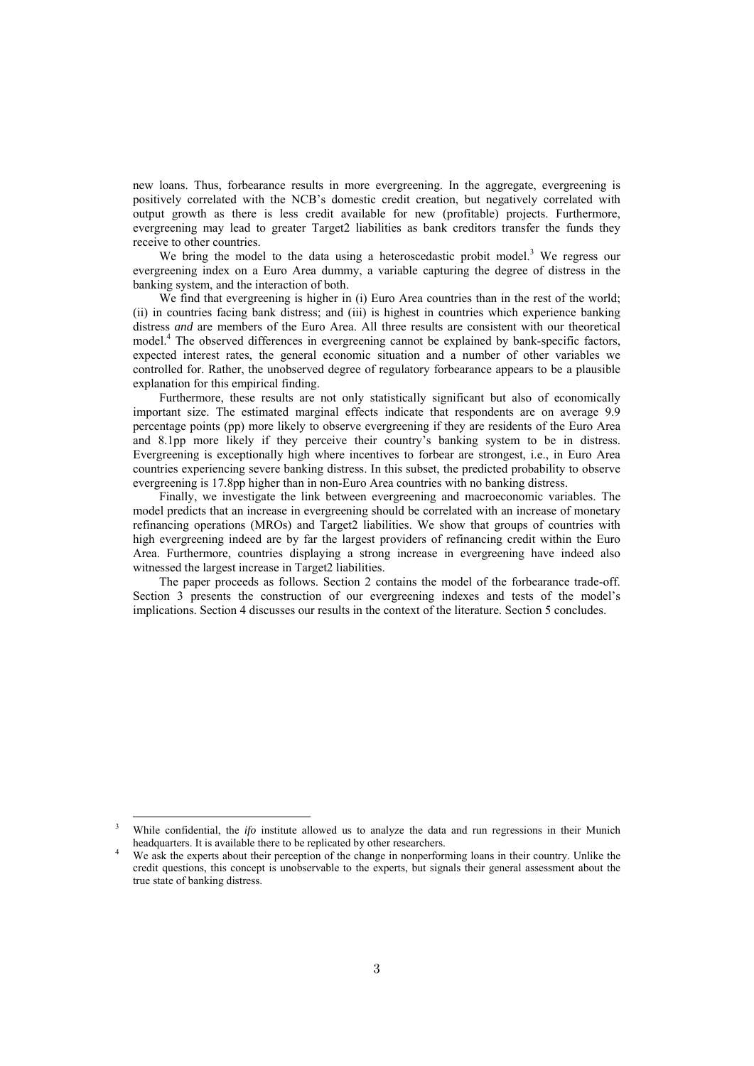new loans. Thus, forbearance results in more evergreening. In the aggregate, evergreening is positively correlated with the NCB's domestic credit creation, but negatively correlated with output growth as there is less credit available for new (profitable) projects. Furthermore, evergreening may lead to greater Target2 liabilities as bank creditors transfer the funds they receive to other countries.

We bring the model to the data using a heteroscedastic probit model.[3] We regress our evergreening index on a Euro Area dummy, a variable capturing the degree of distress in the banking system, and the interaction of both.

We find that evergreening is higher in (i) Euro Area countries than in the rest of the world; (ii) in countries facing bank distress; and (iii) is highest in countries which experience banking distress *and* are members of the Euro Area. All three results are consistent with our theoretical model.[4] The observed differences in evergreening cannot be explained by bank-specific factors, expected interest rates, the general economic situation and a number of other variables we controlled for. Rather, the unobserved degree of regulatory forbearance appears to be a plausible explanation for this empirical finding.

Furthermore, these results are not only statistically significant but also of economically important size. The estimated marginal effects indicate that respondents are on average 9.9 percentage points (pp) more likely to observe evergreening if they are residents of the Euro Area and 8.1pp more likely if they perceive their country's banking system to be in distress. Evergreening is exceptionally high where incentives to forbear are strongest, i.e., in Euro Area countries experiencing severe banking distress. In this subset, the predicted probability to observe evergreening is 17.8pp higher than in non-Euro Area countries with no banking distress.

Finally, we investigate the link between evergreening and macroeconomic variables. The model predicts that an increase in evergreening should be correlated with an increase of monetary refinancing operations (MROs) and Target2 liabilities. We show that groups of countries with high evergreening indeed are by far the largest providers of refinancing credit within the Euro Area. Furthermore, countries displaying a strong increase in evergreening have indeed also witnessed the largest increase in Target2 liabilities.

The paper proceeds as follows. Section 2 contains the model of the forbearance trade-off. Section 3 presents the construction of our evergreening indexes and tests of the model's implications. Section 4 discusses our results in the context of the literature. Section 5 concludes.

---

[3] While confidential, the *ifo* institute allowed us to analyze the data and run regressions in their Munich headquarters. It is available there to be replicated by other researchers.

[4] We ask the experts about their perception of the change in nonperforming loans in their country. Unlike the credit questions, this concept is unobservable to the experts, but signals their general assessment about the true state of banking distress.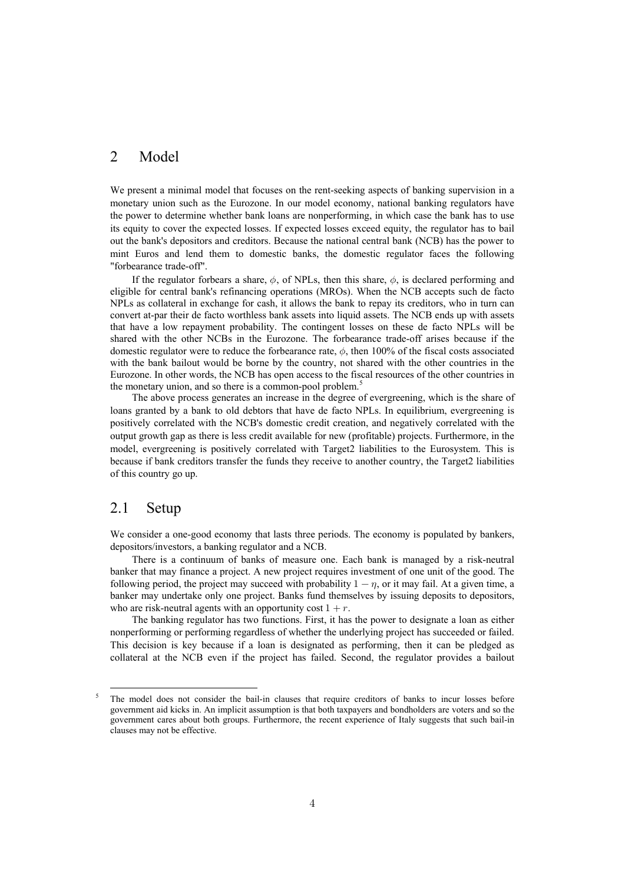## 2 Model

We present a minimal model that focuses on the rent-seeking aspects of banking supervision in a monetary union such as the Eurozone. In our model economy, national banking regulators have the power to determine whether bank loans are nonperforming, in which case the bank has to use its equity to cover the expected losses. If expected losses exceed equity, the regulator has to bail out the bank's depositors and creditors. Because the national central bank (NCB) has the power to mint Euros and lend them to domestic banks, the domestic regulator faces the following "forbearance trade-off".

If the regulator forbears a share, $\phi$, of NPLs, then this share, $\phi$, is declared performing and eligible for central bank's refinancing operations (MROs). When the NCB accepts such de facto NPLs as collateral in exchange for cash, it allows the bank to repay its creditors, who in turn can convert at-par their de facto worthless bank assets into liquid assets. The NCB ends up with assets that have a low repayment probability. The contingent losses on these de facto NPLs will be shared with the other NCBs in the Eurozone. The forbearance trade-off arises because if the domestic regulator were to reduce the forbearance rate, $\phi$, then 100% of the fiscal costs associated with the bank bailout would be borne by the country, not shared with the other countries in the Eurozone. In other words, the NCB has open access to the fiscal resources of the other countries in the monetary union, and so there is a common-pool problem.[5]

The above process generates an increase in the degree of evergreening, which is the share of loans granted by a bank to old debtors that have de facto NPLs. In equilibrium, evergreening is positively correlated with the NCB's domestic credit creation, and negatively correlated with the output growth gap as there is less credit available for new (profitable) projects. Furthermore, in the model, evergreening is positively correlated with Target2 liabilities to the Eurosystem. This is because if bank creditors transfer the funds they receive to another country, the Target2 liabilities of this country go up.

### 2.1 Setup

We consider a one-good economy that lasts three periods. The economy is populated by bankers, depositors/investors, a banking regulator and a NCB.

There is a continuum of banks of measure one. Each bank is managed by a risk-neutral banker that may finance a project. A new project requires investment of one unit of the good. The following period, the project may succeed with probability $1 - \eta$, or it may fail. At a given time, a banker may undertake only one project. Banks fund themselves by issuing deposits to depositors, who are risk-neutral agents with an opportunity cost $1 + r$.

The banking regulator has two functions. First, it has the power to designate a loan as either nonperforming or performing regardless of whether the underlying project has succeeded or failed. This decision is key because if a loan is designated as performing, then it can be pledged as collateral at the NCB even if the project has failed. Second, the regulator provides a bailout

[5] The model does not consider the bail-in clauses that require creditors of banks to incur losses before government aid kicks in. An implicit assumption is that both taxpayers and bondholders are voters and so the government cares about both groups. Furthermore, the recent experience of Italy suggests that such bail-in clauses may not be effective.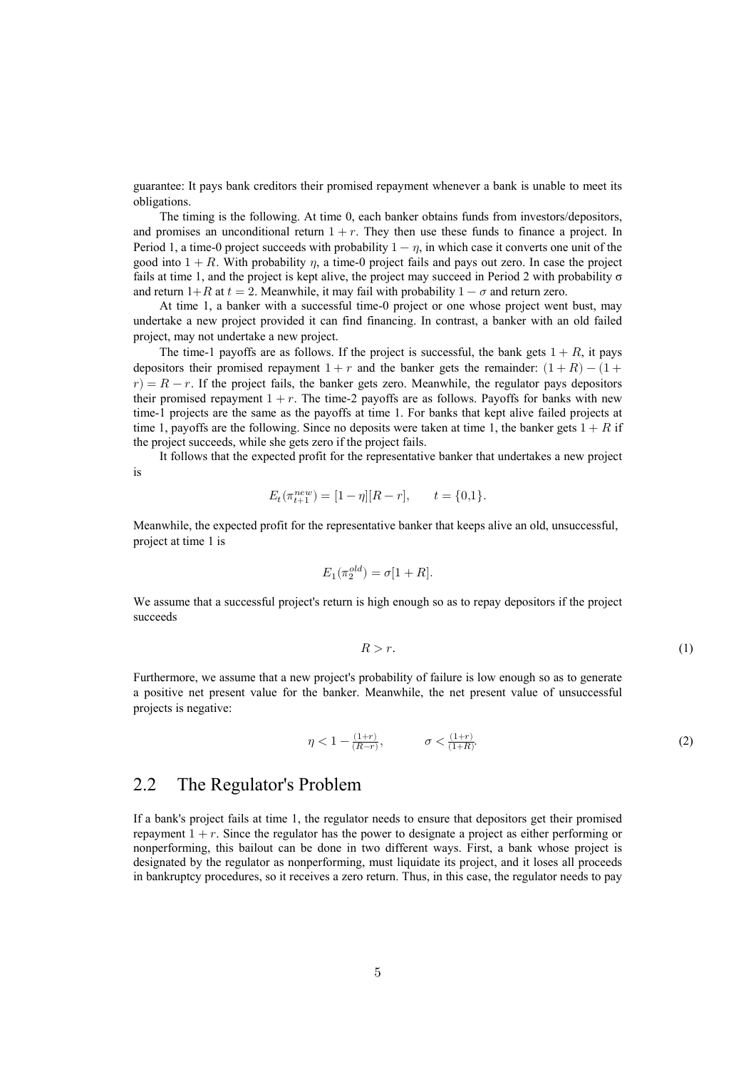guarantee: It pays bank creditors their promised repayment whenever a bank is unable to meet its obligations.

The timing is the following. At time 0, each banker obtains funds from investors/depositors, and promises an unconditional return $1 + r$. They then use these funds to finance a project. In Period 1, a time-0 project succeeds with probability $1 - \eta$, in which case it converts one unit of the good into $1 + R$. With probability $\eta$, a time-0 project fails and pays out zero. In case the project fails at time 1, and the project is kept alive, the project may succeed in Period 2 with probability $\sigma$ and return $1+R$ at $t = 2$. Meanwhile, it may fail with probability $1 - \sigma$ and return zero.

At time 1, a banker with a successful time-0 project or one whose project went bust, may undertake a new project provided it can find financing. In contrast, a banker with an old failed project, may not undertake a new project.

The time-1 payoffs are as follows. If the project is successful, the bank gets $1 + R$, it pays depositors their promised repayment $1 + r$ and the banker gets the remainder: $(1 + R) - (1 + r) = R - r$. If the project fails, the banker gets zero. Meanwhile, the regulator pays depositors their promised repayment $1 + r$. The time-2 payoffs are as follows. Payoffs for banks with new time-1 projects are the same as the payoffs at time 1. For banks that kept alive failed projects at time 1, payoffs are the following. Since no deposits were taken at time 1, the banker gets $1 + R$ if the project succeeds, while she gets zero if the project fails.

It follows that the expected profit for the representative banker that undertakes a new project is

$$E_t(\pi_{t+1}^{new}) = [1 - \eta][R - r], \qquad t = \{0,1\}.$$

Meanwhile, the expected profit for the representative banker that keeps alive an old, unsuccessful, project at time 1 is

$$E_1(\pi_2^{old}) = \sigma[1 + R].$$

We assume that a successful project's return is high enough so as to repay depositors if the project succeeds

$$R > r. \tag{1}$$

Furthermore, we assume that a new project's probability of failure is low enough so as to generate a positive net present value for the banker. Meanwhile, the net present value of unsuccessful projects is negative:

$$\eta < 1 - \tfrac{(1+r)}{(R-r)}, \qquad \sigma < \tfrac{(1+r)}{(1+R)}. \tag{2}$$

## 2.2 The Regulator's Problem

If a bank's project fails at time 1, the regulator needs to ensure that depositors get their promised repayment $1 + r$. Since the regulator has the power to designate a project as either performing or nonperforming, this bailout can be done in two different ways. First, a bank whose project is designated by the regulator as nonperforming, must liquidate its project, and it loses all proceeds in bankruptcy procedures, so it receives a zero return. Thus, in this case, the regulator needs to pay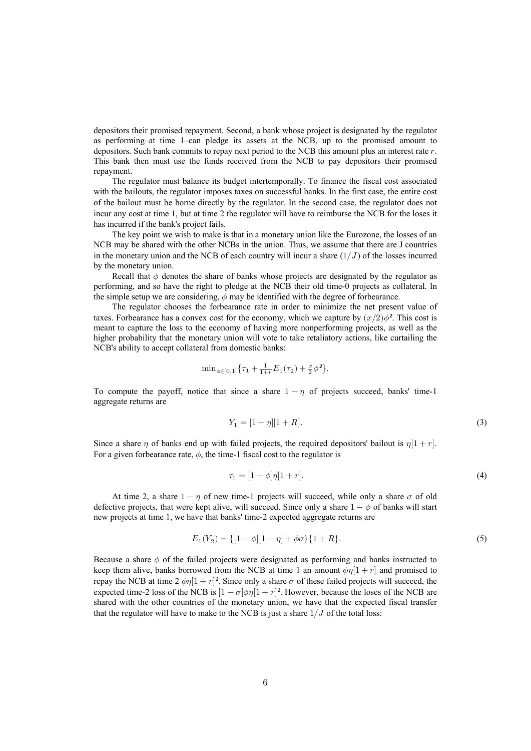depositors their promised repayment. Second, a bank whose project is designated by the regulator as performing–at time 1–can pledge its assets at the NCB, up to the promised amount to depositors. Such bank commits to repay next period to the NCB this amount plus an interest rate $r$. This bank then must use the funds received from the NCB to pay depositors their promised repayment.

The regulator must balance its budget intertemporally. To finance the fiscal cost associated with the bailouts, the regulator imposes taxes on successful banks. In the first case, the entire cost of the bailout must be borne directly by the regulator. In the second case, the regulator does not incur any cost at time 1, but at time 2 the regulator will have to reimburse the NCB for the loses it has incurred if the bank's project fails.

The key point we wish to make is that in a monetary union like the Eurozone, the losses of an NCB may be shared with the other NCBs in the union. Thus, we assume that there are J countries in the monetary union and the NCB of each country will incur a share $(1/J)$ of the losses incurred by the monetary union.

Recall that $\phi$ denotes the share of banks whose projects are designated by the regulator as performing, and so have the right to pledge at the NCB their old time-0 projects as collateral. In the simple setup we are considering, $\phi$ may be identified with the degree of forbearance.

The regulator chooses the forbearance rate in order to minimize the net present value of taxes. Forbearance has a convex cost for the economy, which we capture by $(x/2)\phi^2$. This cost is meant to capture the loss to the economy of having more nonperforming projects, as well as the higher probability that the monetary union will vote to take retaliatory actions, like curtailing the NCB's ability to accept collateral from domestic banks:

$$\min_{\phi \in [0,1]} \{\tau_1 + \tfrac{1}{1+r} E_1(\tau_2) + \tfrac{x}{2}\phi^2\}.$$

To compute the payoff, notice that since a share $1-\eta$ of projects succeed, banks' time-1 aggregate returns are

$$Y_1 = [1-\eta][1+R]. \tag{3}$$

Since a share $\eta$ of banks end up with failed projects, the required depositors' bailout is $\eta[1+r]$. For a given forbearance rate, $\phi$, the time-1 fiscal cost to the regulator is

$$\tau_1 = [1-\phi]\eta[1+r]. \tag{4}$$

At time 2, a share $1-\eta$ of new time-1 projects will succeed, while only a share $\sigma$ of old defective projects, that were kept alive, will succeed. Since only a share $1-\phi$ of banks will start new projects at time 1, we have that banks' time-2 expected aggregate returns are

$$E_1(Y_2) = \{[1-\phi][1-\eta] + \phi\sigma\}\{1+R\}. \tag{5}$$

Because a share $\phi$ of the failed projects were designated as performing and banks instructed to keep them alive, banks borrowed from the NCB at time 1 an amount $\phi\eta[1+r]$ and promised to repay the NCB at time 2 $\phi\eta[1+r]^2$. Since only a share $\sigma$ of these failed projects will succeed, the expected time-2 loss of the NCB is $[1-\sigma]\phi\eta[1+r]^2$. However, because the loses of the NCB are shared with the other countries of the monetary union, we have that the expected fiscal transfer that the regulator will have to make to the NCB is just a share $1/J$ of the total loss: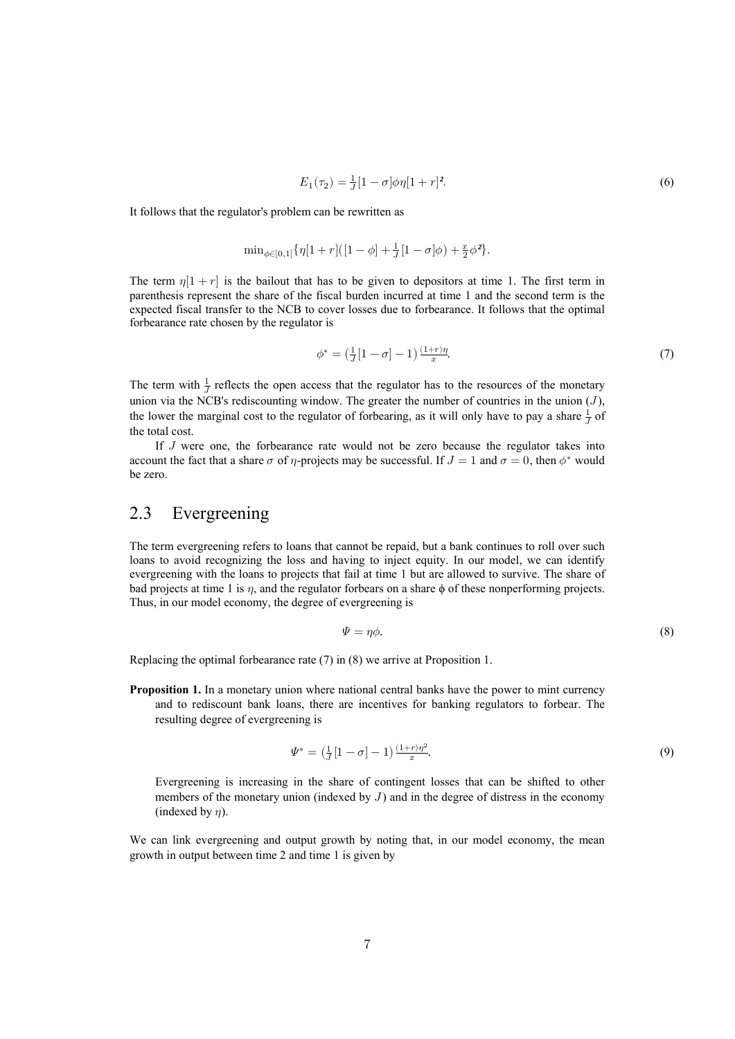$$E_1(\tau_2) = \tfrac{1}{J}[1-\sigma]\phi\eta[1+r]^2. \tag{6}$$

It follows that the regulator's problem can be rewritten as

$$\min_{\phi\in[0,1]}\{\eta[1+r]([1-\phi] + \tfrac{1}{J}[1-\sigma]\phi) + \tfrac{x}{2}\phi^2\}.$$

The term $\eta[1+r]$ is the bailout that has to be given to depositors at time 1. The first term in parenthesis represent the share of the fiscal burden incurred at time 1 and the second term is the expected fiscal transfer to the NCB to cover losses due to forbearance. It follows that the optimal forbearance rate chosen by the regulator is

$$\phi^* = \left(\tfrac{1}{J}[1-\sigma] - 1\right)\tfrac{(1+r)\eta}{x}. \tag{7}$$

The term with $\frac{1}{J}$ reflects the open access that the regulator has to the resources of the monetary union via the NCB's rediscounting window. The greater the number of countries in the union ($J$), the lower the marginal cost to the regulator of forbearing, as it will only have to pay a share $\frac{1}{J}$ of the total cost.

If $J$ were one, the forbearance rate would not be zero because the regulator takes into account the fact that a share $\sigma$ of $\eta$-projects may be successful. If $J = 1$ and $\sigma = 0$, then $\phi^*$ would be zero.

## 2.3 Evergreening

The term evergreening refers to loans that cannot be repaid, but a bank continues to roll over such loans to avoid recognizing the loss and having to inject equity. In our model, we can identify evergreening with the loans to projects that fail at time 1 but are allowed to survive. The share of bad projects at time 1 is $\eta$, and the regulator forbears on a share $\phi$ of these nonperforming projects. Thus, in our model economy, the degree of evergreening is

$$\Psi = \eta\phi. \tag{8}$$

Replacing the optimal forbearance rate (7) in (8) we arrive at Proposition 1.

**Proposition 1.** In a monetary union where national central banks have the power to mint currency and to rediscount bank loans, there are incentives for banking regulators to forbear. The resulting degree of evergreening is

$$\Psi^* = \left(\tfrac{1}{J}[1-\sigma] - 1\right)\tfrac{(1+r)\eta^2}{x}. \tag{9}$$

Evergreening is increasing in the share of contingent losses that can be shifted to other members of the monetary union (indexed by $J$) and in the degree of distress in the economy (indexed by $\eta$).

We can link evergreening and output growth by noting that, in our model economy, the mean growth in output between time 2 and time 1 is given by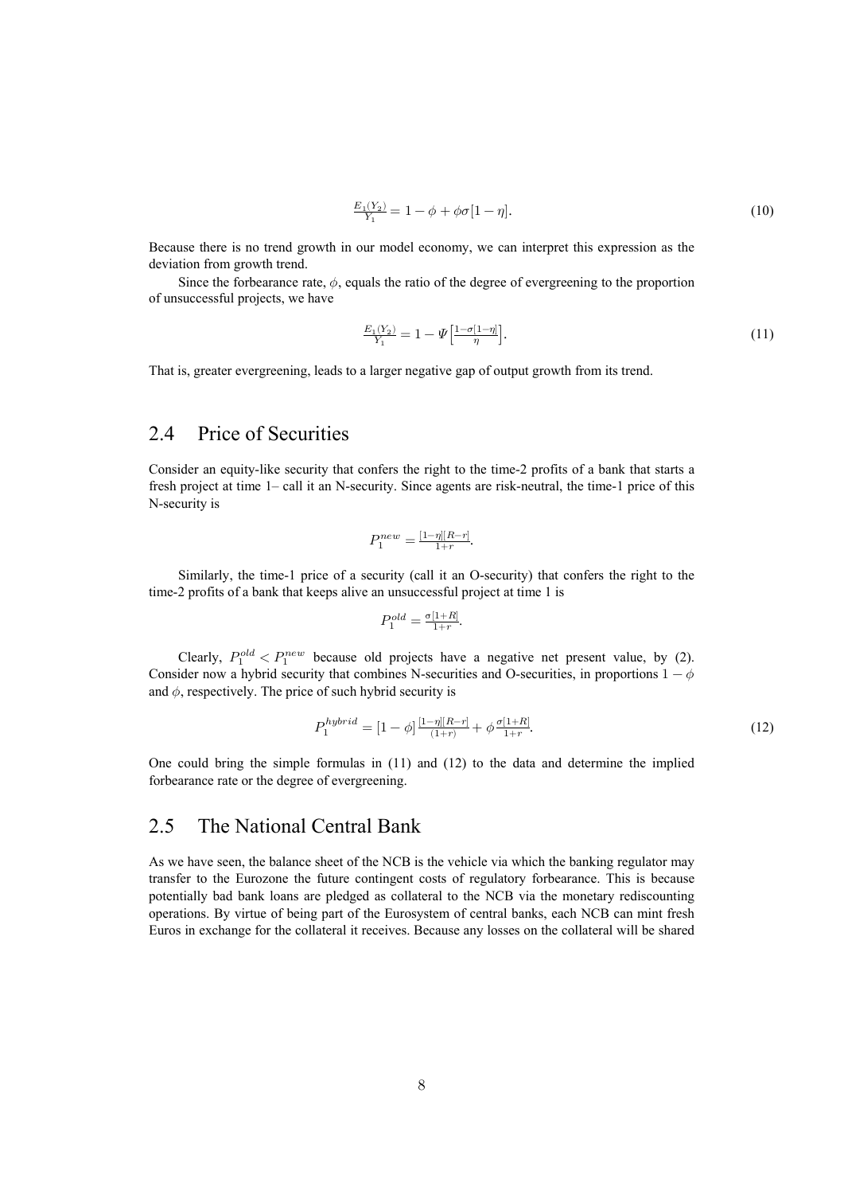$$\frac{E_1(Y_2)}{Y_1} = 1 - \phi + \phi\sigma[1-\eta]. \tag{10}$$

Because there is no trend growth in our model economy, we can interpret this expression as the deviation from growth trend.

Since the forbearance rate, $\phi$, equals the ratio of the degree of evergreening to the proportion of unsuccessful projects, we have

$$\frac{E_1(Y_2)}{Y_1} = 1 - \Psi\Big[\frac{1-\sigma[1-\eta]}{\eta}\Big]. \tag{11}$$

That is, greater evergreening, leads to a larger negative gap of output growth from its trend.

## 2.4 Price of Securities

Consider an equity-like security that confers the right to the time-2 profits of a bank that starts a fresh project at time 1– call it an N-security. Since agents are risk-neutral, the time-1 price of this N-security is

$$P_1^{new} = \frac{[1-\eta][R-r]}{1+r}.$$

Similarly, the time-1 price of a security (call it an O-security) that confers the right to the time-2 profits of a bank that keeps alive an unsuccessful project at time 1 is

$$P_1^{old} = \frac{\sigma[1+R]}{1+r}.$$

Clearly, $P_1^{old} < P_1^{new}$ because old projects have a negative net present value, by (2). Consider now a hybrid security that combines N-securities and O-securities, in proportions $1-\phi$ and $\phi$, respectively. The price of such hybrid security is

$$P_1^{hybrid} = [1-\phi]\frac{[1-\eta][R-r]}{(1+r)} + \phi\frac{\sigma[1+R]}{1+r}. \tag{12}$$

One could bring the simple formulas in (11) and (12) to the data and determine the implied forbearance rate or the degree of evergreening.

## 2.5 The National Central Bank

As we have seen, the balance sheet of the NCB is the vehicle via which the banking regulator may transfer to the Eurozone the future contingent costs of regulatory forbearance. This is because potentially bad bank loans are pledged as collateral to the NCB via the monetary rediscounting operations. By virtue of being part of the Eurosystem of central banks, each NCB can mint fresh Euros in exchange for the collateral it receives. Because any losses on the collateral will be shared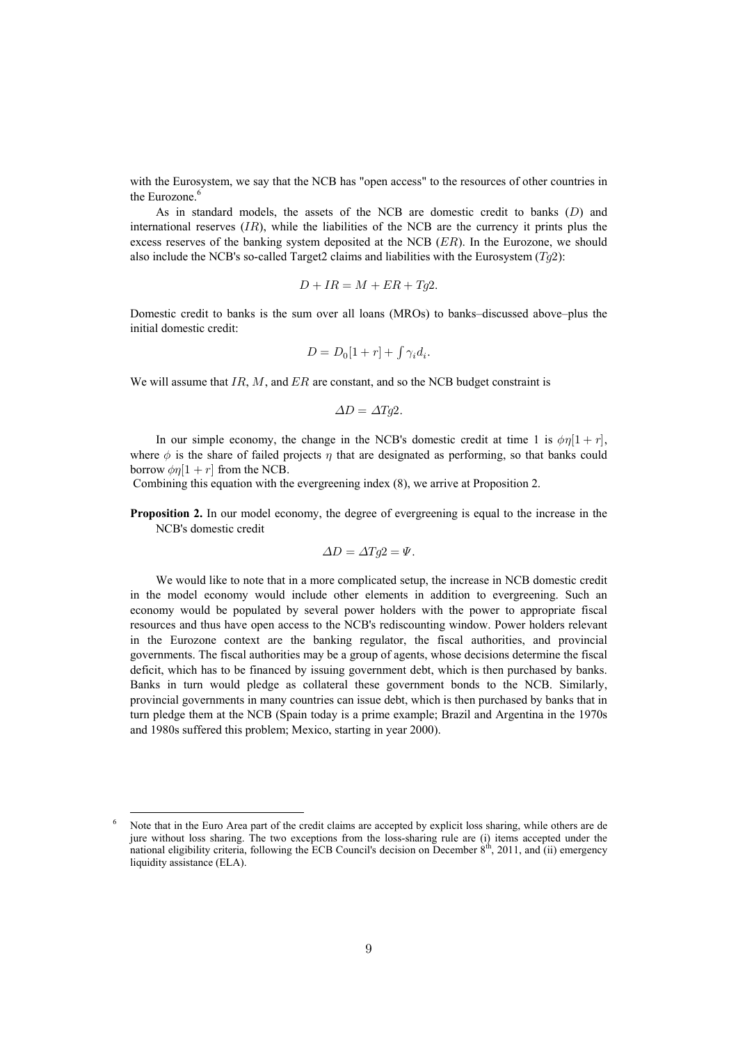with the Eurosystem, we say that the NCB has "open access" to the resources of other countries in the Eurozone.[6]

As in standard models, the assets of the NCB are domestic credit to banks ($D$) and international reserves ($IR$), while the liabilities of the NCB are the currency it prints plus the excess reserves of the banking system deposited at the NCB ($ER$). In the Eurozone, we should also include the NCB's so-called Target2 claims and liabilities with the Eurosystem ($Tg2$):

$$D + IR = M + ER + Tg2.$$

Domestic credit to banks is the sum over all loans (MROs) to banks–discussed above–plus the initial domestic credit:

$$D = D_0[1+r] + \int \gamma_i d_i.$$

We will assume that $IR$, $M$, and $ER$ are constant, and so the NCB budget constraint is

$$\Delta D = \Delta Tg2.$$

In our simple economy, the change in the NCB's domestic credit at time 1 is $\phi\eta[1+r]$, where $\phi$ is the share of failed projects $\eta$ that are designated as performing, so that banks could borrow $\phi\eta[1+r]$ from the NCB.

Combining this equation with the evergreening index (8), we arrive at Proposition 2.

**Proposition 2.** In our model economy, the degree of evergreening is equal to the increase in the NCB's domestic credit

$$\Delta D = \Delta Tg2 = \Psi.$$

We would like to note that in a more complicated setup, the increase in NCB domestic credit in the model economy would include other elements in addition to evergreening. Such an economy would be populated by several power holders with the power to appropriate fiscal resources and thus have open access to the NCB's rediscounting window. Power holders relevant in the Eurozone context are the banking regulator, the fiscal authorities, and provincial governments. The fiscal authorities may be a group of agents, whose decisions determine the fiscal deficit, which has to be financed by issuing government debt, which is then purchased by banks. Banks in turn would pledge as collateral these government bonds to the NCB. Similarly, provincial governments in many countries can issue debt, which is then purchased by banks that in turn pledge them at the NCB (Spain today is a prime example; Brazil and Argentina in the 1970s and 1980s suffered this problem; Mexico, starting in year 2000).

---

[6] Note that in the Euro Area part of the credit claims are accepted by explicit loss sharing, while others are de jure without loss sharing. The two exceptions from the loss-sharing rule are (i) items accepted under the national eligibility criteria, following the ECB Council's decision on December 8th, 2011, and (ii) emergency liquidity assistance (ELA).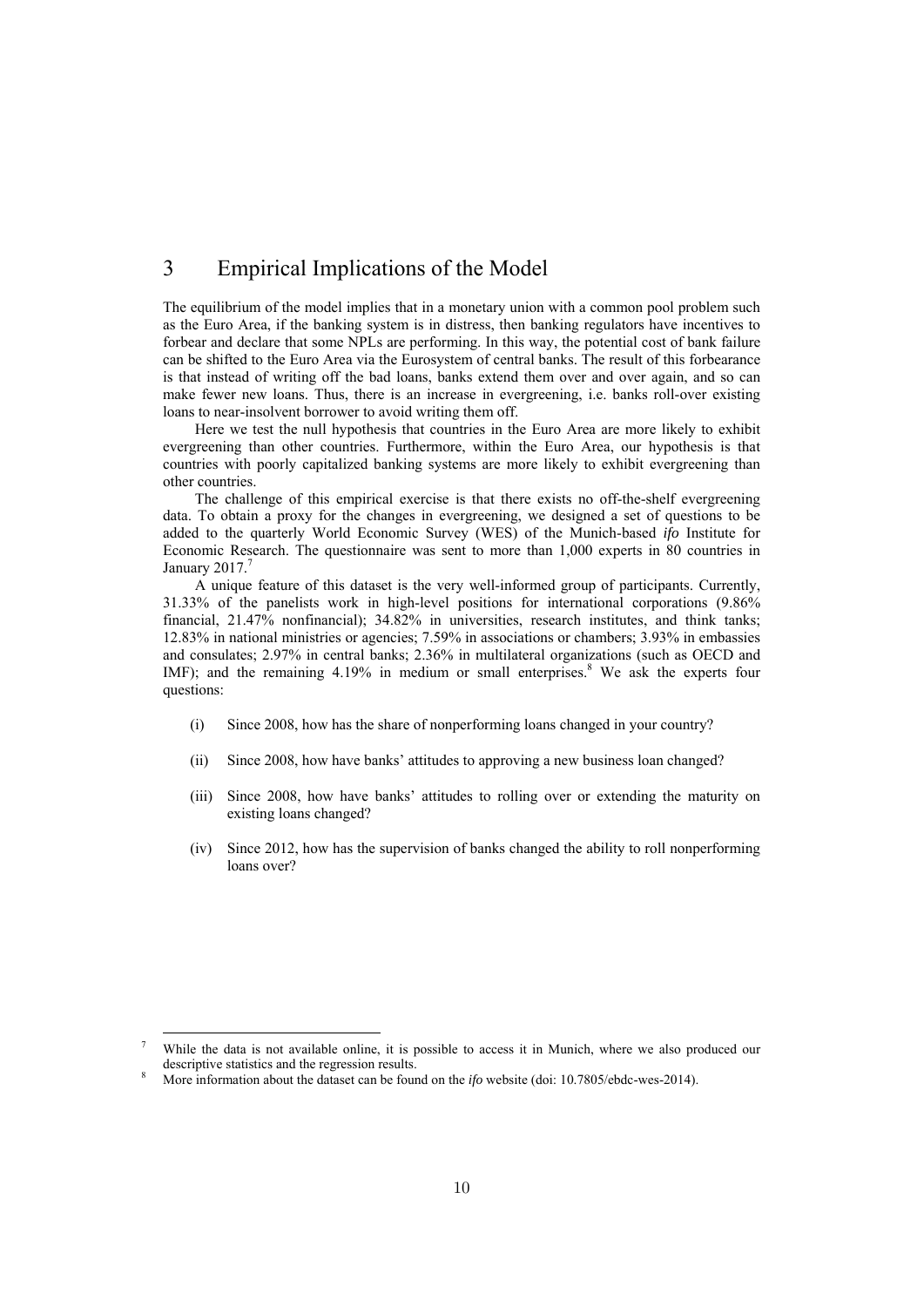## 3 Empirical Implications of the Model

The equilibrium of the model implies that in a monetary union with a common pool problem such as the Euro Area, if the banking system is in distress, then banking regulators have incentives to forbear and declare that some NPLs are performing. In this way, the potential cost of bank failure can be shifted to the Euro Area via the Eurosystem of central banks. The result of this forbearance is that instead of writing off the bad loans, banks extend them over and over again, and so can make fewer new loans. Thus, there is an increase in evergreening, i.e. banks roll-over existing loans to near-insolvent borrower to avoid writing them off.

Here we test the null hypothesis that countries in the Euro Area are more likely to exhibit evergreening than other countries. Furthermore, within the Euro Area, our hypothesis is that countries with poorly capitalized banking systems are more likely to exhibit evergreening than other countries.

The challenge of this empirical exercise is that there exists no off-the-shelf evergreening data. To obtain a proxy for the changes in evergreening, we designed a set of questions to be added to the quarterly World Economic Survey (WES) of the Munich-based *ifo* Institute for Economic Research. The questionnaire was sent to more than 1,000 experts in 80 countries in January 2017.[7]

A unique feature of this dataset is the very well-informed group of participants. Currently, 31.33% of the panelists work in high-level positions for international corporations (9.86% financial, 21.47% nonfinancial); 34.82% in universities, research institutes, and think tanks; 12.83% in national ministries or agencies; 7.59% in associations or chambers; 3.93% in embassies and consulates; 2.97% in central banks; 2.36% in multilateral organizations (such as OECD and IMF); and the remaining 4.19% in medium or small enterprises.[8] We ask the experts four questions:

(i) Since 2008, how has the share of nonperforming loans changed in your country?

(ii) Since 2008, how have banks' attitudes to approving a new business loan changed?

(iii) Since 2008, how have banks' attitudes to rolling over or extending the maturity on existing loans changed?

(iv) Since 2012, how has the supervision of banks changed the ability to roll nonperforming loans over?

---

[7] While the data is not available online, it is possible to access it in Munich, where we also produced our descriptive statistics and the regression results.

[8] More information about the dataset can be found on the *ifo* website (doi: 10.7805/ebdc-wes-2014).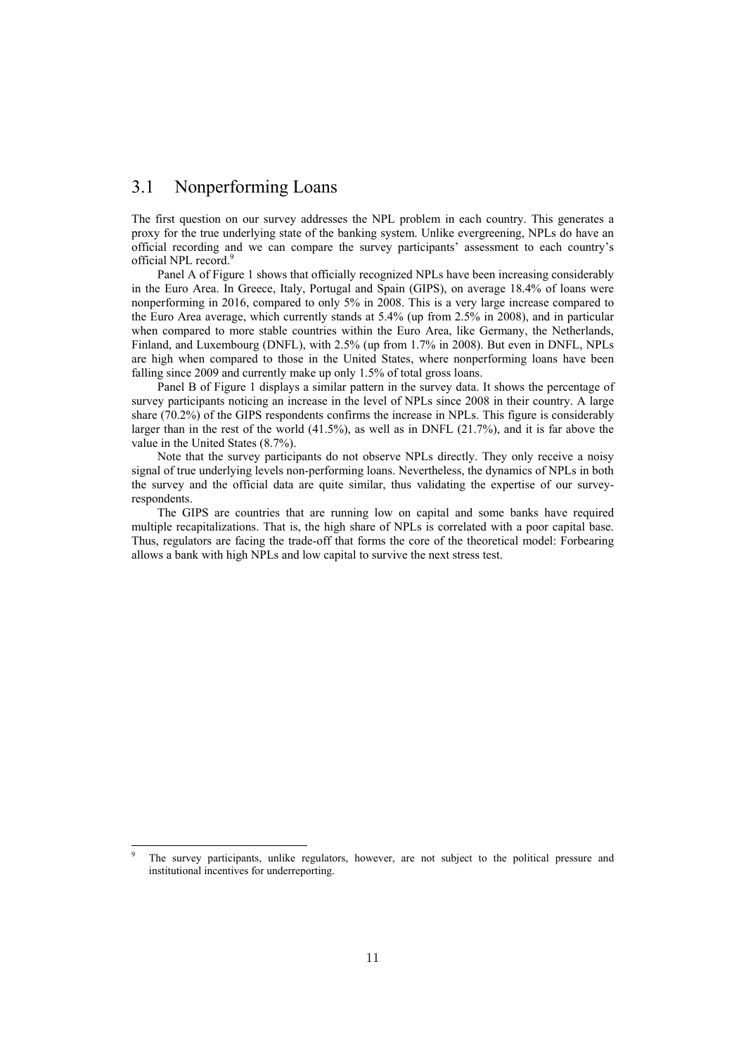## 3.1 Nonperforming Loans

The first question on our survey addresses the NPL problem in each country. This generates a proxy for the true underlying state of the banking system. Unlike evergreening, NPLs do have an official recording and we can compare the survey participants' assessment to each country's official NPL record.[9]

Panel A of Figure 1 shows that officially recognized NPLs have been increasing considerably in the Euro Area. In Greece, Italy, Portugal and Spain (GIPS), on average 18.4% of loans were nonperforming in 2016, compared to only 5% in 2008. This is a very large increase compared to the Euro Area average, which currently stands at 5.4% (up from 2.5% in 2008), and in particular when compared to more stable countries within the Euro Area, like Germany, the Netherlands, Finland, and Luxembourg (DNFL), with 2.5% (up from 1.7% in 2008). But even in DNFL, NPLs are high when compared to those in the United States, where nonperforming loans have been falling since 2009 and currently make up only 1.5% of total gross loans.

Panel B of Figure 1 displays a similar pattern in the survey data. It shows the percentage of survey participants noticing an increase in the level of NPLs since 2008 in their country. A large share (70.2%) of the GIPS respondents confirms the increase in NPLs. This figure is considerably larger than in the rest of the world (41.5%), as well as in DNFL (21.7%), and it is far above the value in the United States (8.7%).

Note that the survey participants do not observe NPLs directly. They only receive a noisy signal of true underlying levels non-performing loans. Nevertheless, the dynamics of NPLs in both the survey and the official data are quite similar, thus validating the expertise of our survey-respondents.

The GIPS are countries that are running low on capital and some banks have required multiple recapitalizations. That is, the high share of NPLs is correlated with a poor capital base. Thus, regulators are facing the trade-off that forms the core of the theoretical model: Forbearing allows a bank with high NPLs and low capital to survive the next stress test.

---

[9] The survey participants, unlike regulators, however, are not subject to the political pressure and institutional incentives for underreporting.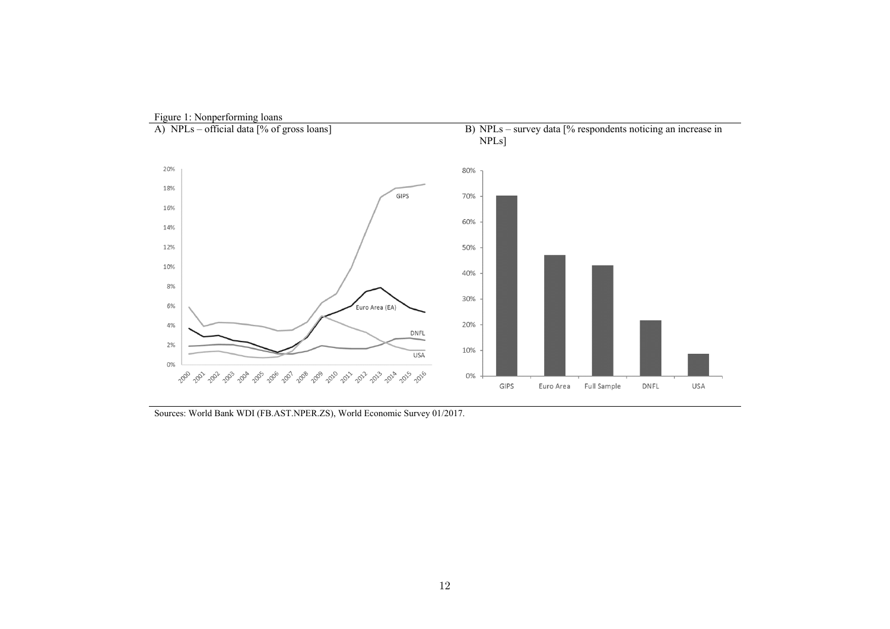Figure 1: Nonperforming loans

A) NPLs – official data [% of gross loans]

B) NPLs – survey data [% respondents noticing an increase in NPLs]

Sources: World Bank WDI (FB.AST.NPER.ZS), World Economic Survey 01/2017.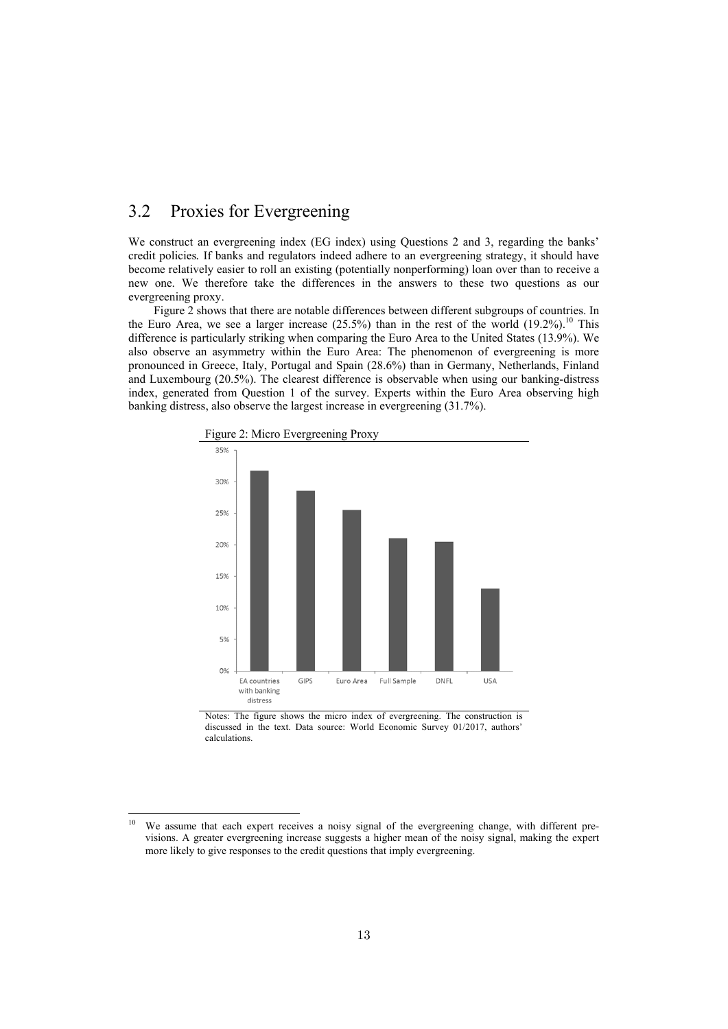## 3.2 Proxies for Evergreening

We construct an evergreening index (EG index) using Questions 2 and 3, regarding the banks' credit policies. If banks and regulators indeed adhere to an evergreening strategy, it should have become relatively easier to roll an existing (potentially nonperforming) loan over than to receive a new one. We therefore take the differences in the answers to these two questions as our evergreening proxy.

Figure 2 shows that there are notable differences between different subgroups of countries. In the Euro Area, we see a larger increase (25.5%) than in the rest of the world (19.2%).[10] This difference is particularly striking when comparing the Euro Area to the United States (13.9%). We also observe an asymmetry within the Euro Area: The phenomenon of evergreening is more pronounced in Greece, Italy, Portugal and Spain (28.6%) than in Germany, Netherlands, Finland and Luxembourg (20.5%). The clearest difference is observable when using our banking-distress index, generated from Question 1 of the survey. Experts within the Euro Area observing high banking distress, also observe the largest increase in evergreening (31.7%).

Figure 2: Micro Evergreening Proxy

Notes: The figure shows the micro index of evergreening. The construction is discussed in the text. Data source: World Economic Survey 01/2017, authors' calculations.

[10] We assume that each expert receives a noisy signal of the evergreening change, with different previsions. A greater evergreening increase suggests a higher mean of the noisy signal, making the expert more likely to give responses to the credit questions that imply evergreening.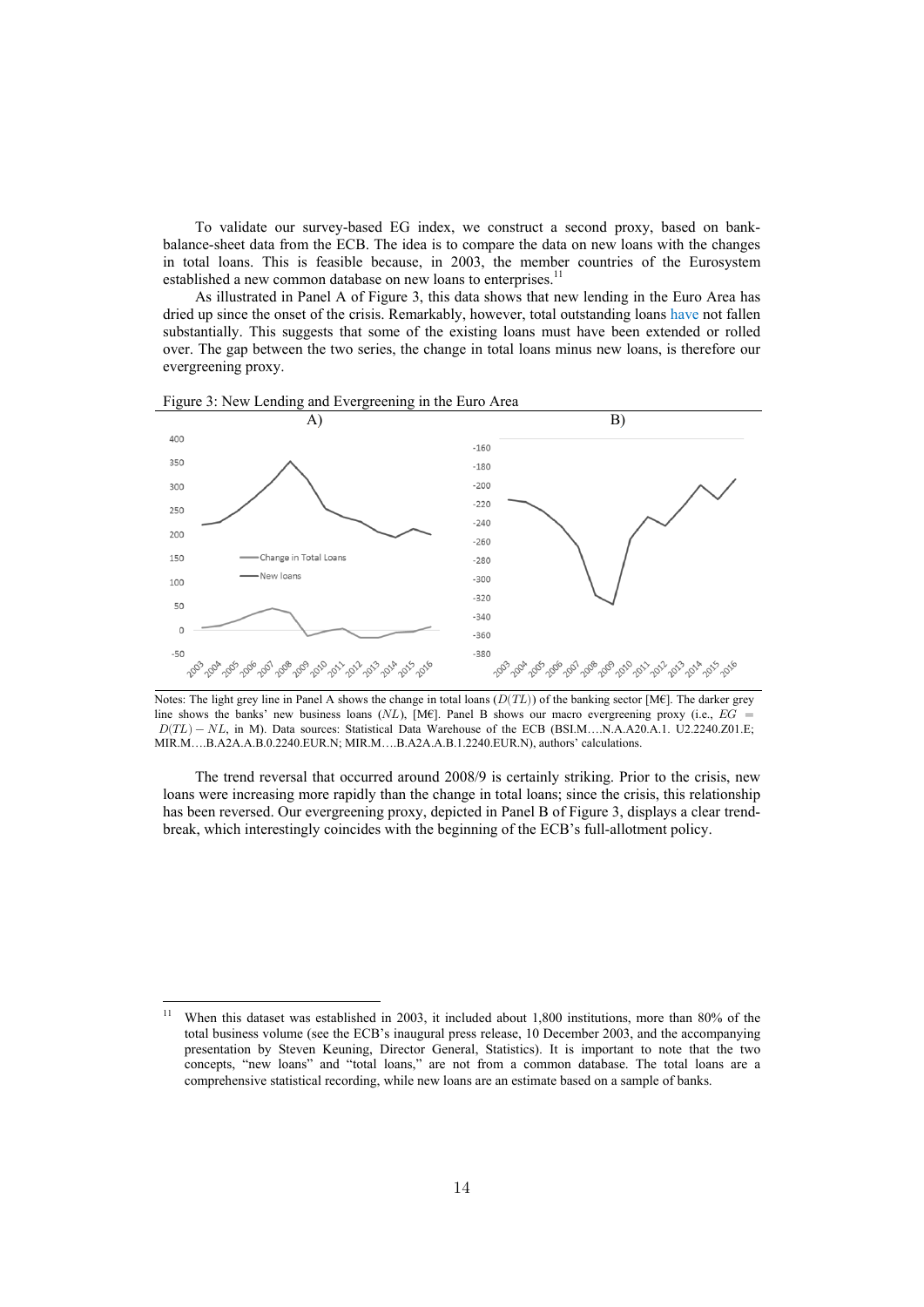To validate our survey-based EG index, we construct a second proxy, based on bank-balance-sheet data from the ECB. The idea is to compare the data on new loans with the changes in total loans. This is feasible because, in 2003, the member countries of the Eurosystem established a new common database on new loans to enterprises.[11]

As illustrated in Panel A of Figure 3, this data shows that new lending in the Euro Area has dried up since the onset of the crisis. Remarkably, however, total outstanding loans have not fallen substantially. This suggests that some of the existing loans must have been extended or rolled over. The gap between the two series, the change in total loans minus new loans, is therefore our evergreening proxy.

Figure 3: New Lending and Evergreening in the Euro Area

Notes: The light grey line in Panel A shows the change in total loans ($D(TL)$) of the banking sector [M€]. The darker grey line shows the banks' new business loans ($NL$), [M€]. Panel B shows our macro evergreening proxy (i.e., $EG = D(TL) - NL$, in M). Data sources: Statistical Data Warehouse of the ECB (BSI.M….N.A.A20.A.1. U2.2240.Z01.E; MIR.M….B.A2A.A.B.0.2240.EUR.N; MIR.M….B.A2A.A.B.1.2240.EUR.N), authors' calculations.

The trend reversal that occurred around 2008/9 is certainly striking. Prior to the crisis, new loans were increasing more rapidly than the change in total loans; since the crisis, this relationship has been reversed. Our evergreening proxy, depicted in Panel B of Figure 3, displays a clear trend-break, which interestingly coincides with the beginning of the ECB's full-allotment policy.

[11] When this dataset was established in 2003, it included about 1,800 institutions, more than 80% of the total business volume (see the ECB's inaugural press release, 10 December 2003, and the accompanying presentation by Steven Keuning, Director General, Statistics). It is important to note that the two concepts, "new loans" and "total loans," are not from a common database. The total loans are a comprehensive statistical recording, while new loans are an estimate based on a sample of banks.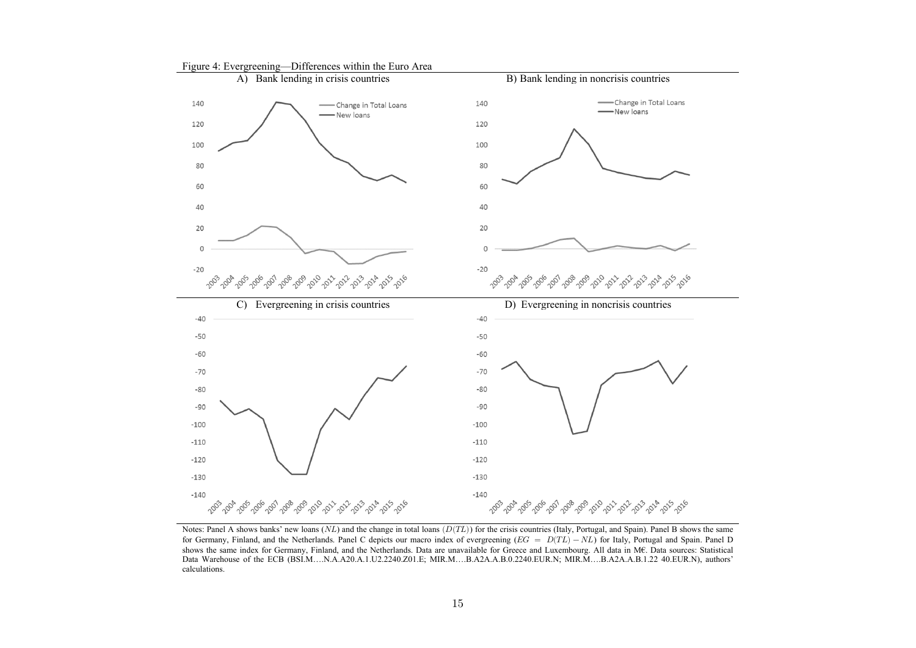Figure 4: Evergreening—Differences within the Euro Area

A) Bank lending in crisis countries

B) Bank lending in noncrisis countries

C) Evergreening in crisis countries

D) Evergreening in noncrisis countries

Notes: Panel A shows banks' new loans ($NL$) and the change in total loans ($D(TL)$) for the crisis countries (Italy, Portugal, and Spain). Panel B shows the same for Germany, Finland, and the Netherlands. Panel C depicts our macro index of evergreening ($EG = D(TL) - NL$) for Italy, Portugal and Spain. Panel D shows the same index for Germany, Finland, and the Netherlands. Data are unavailable for Greece and Luxembourg. All data in M€. Data sources: Statistical Data Warehouse of the ECB (BSI.M….N.A.A20.A.1.U2.2240.Z01.E; MIR.M….B.A2A.A.B.0.2240.EUR.N; MIR.M….B.A2A.A.B.1.22 40.EUR.N), authors' calculations.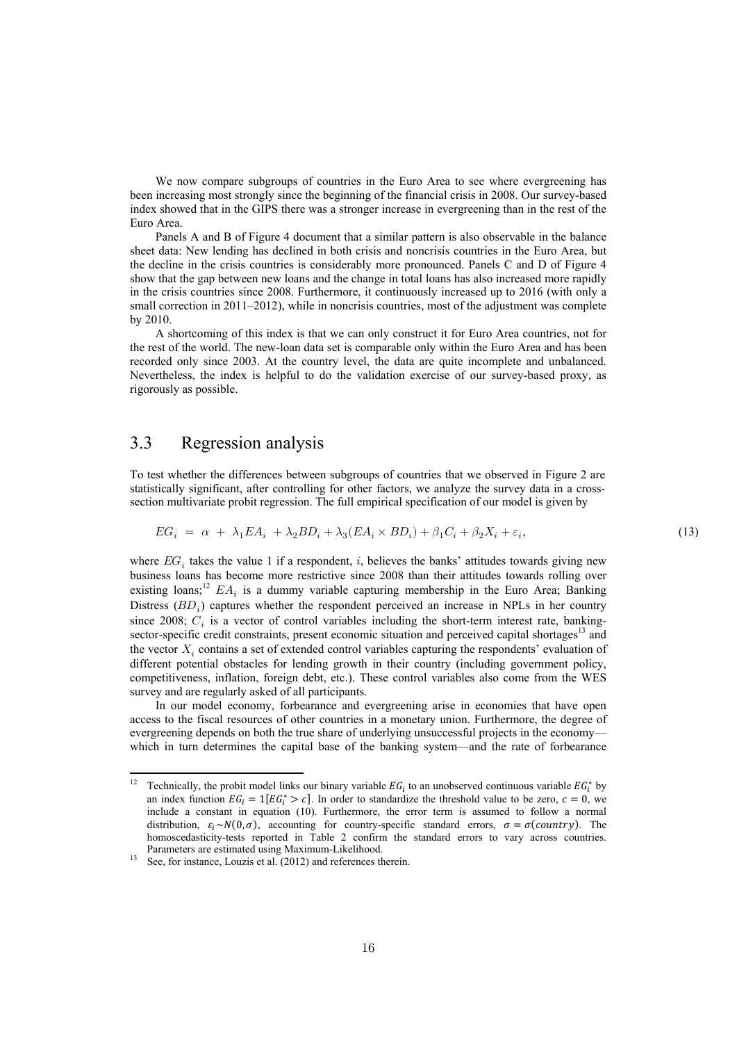We now compare subgroups of countries in the Euro Area to see where evergreening has been increasing most strongly since the beginning of the financial crisis in 2008. Our survey-based index showed that in the GIPS there was a stronger increase in evergreening than in the rest of the Euro Area.

Panels A and B of Figure 4 document that a similar pattern is also observable in the balance sheet data: New lending has declined in both crisis and noncrisis countries in the Euro Area, but the decline in the crisis countries is considerably more pronounced. Panels C and D of Figure 4 show that the gap between new loans and the change in total loans has also increased more rapidly in the crisis countries since 2008. Furthermore, it continuously increased up to 2016 (with only a small correction in 2011–2012), while in noncrisis countries, most of the adjustment was complete by 2010.

A shortcoming of this index is that we can only construct it for Euro Area countries, not for the rest of the world. The new-loan data set is comparable only within the Euro Area and has been recorded only since 2003. At the country level, the data are quite incomplete and unbalanced. Nevertheless, the index is helpful to do the validation exercise of our survey-based proxy, as rigorously as possible.

## 3.3 Regression analysis

To test whether the differences between subgroups of countries that we observed in Figure 2 are statistically significant, after controlling for other factors, we analyze the survey data in a cross-section multivariate probit regression. The full empirical specification of our model is given by

$$EG_i = \alpha + \lambda_1 EA_i + \lambda_2 BD_i + \lambda_3 (EA_i \times BD_i) + \beta_1 C_i + \beta_2 X_i + \varepsilon_i, \tag{13}$$

where $EG_i$ takes the value 1 if a respondent, $i$, believes the banks' attitudes towards giving new business loans has become more restrictive since 2008 than their attitudes towards rolling over existing loans;[12] $EA_i$ is a dummy variable capturing membership in the Euro Area; Banking Distress ($BD_i$) captures whether the respondent perceived an increase in NPLs in her country since 2008; $C_i$ is a vector of control variables including the short-term interest rate, banking-sector-specific credit constraints, present economic situation and perceived capital shortages[13] and the vector $X_i$ contains a set of extended control variables capturing the respondents' evaluation of different potential obstacles for lending growth in their country (including government policy, competitiveness, inflation, foreign debt, etc.). These control variables also come from the WES survey and are regularly asked of all participants.

In our model economy, forbearance and evergreening arise in economies that have open access to the fiscal resources of other countries in a monetary union. Furthermore, the degree of evergreening depends on both the true share of underlying unsuccessful projects in the economy—which in turn determines the capital base of the banking system—and the rate of forbearance

---

[12] Technically, the probit model links our binary variable $EG_i$ to an unobserved continuous variable $EG_i^*$ by an index function $EG_i = 1[EG_i^* > c]$. In order to standardize the threshold value to be zero, $c = 0$, we include a constant in equation (10). Furthermore, the error term is assumed to follow a normal distribution, $\varepsilon_i \sim N(0, \sigma)$, accounting for country-specific standard errors, $\sigma = \sigma(country)$. The homoscedasticity-tests reported in Table 2 confirm the standard errors to vary across countries. Parameters are estimated using Maximum-Likelihood.

[13] See, for instance, Louzis et al. (2012) and references therein.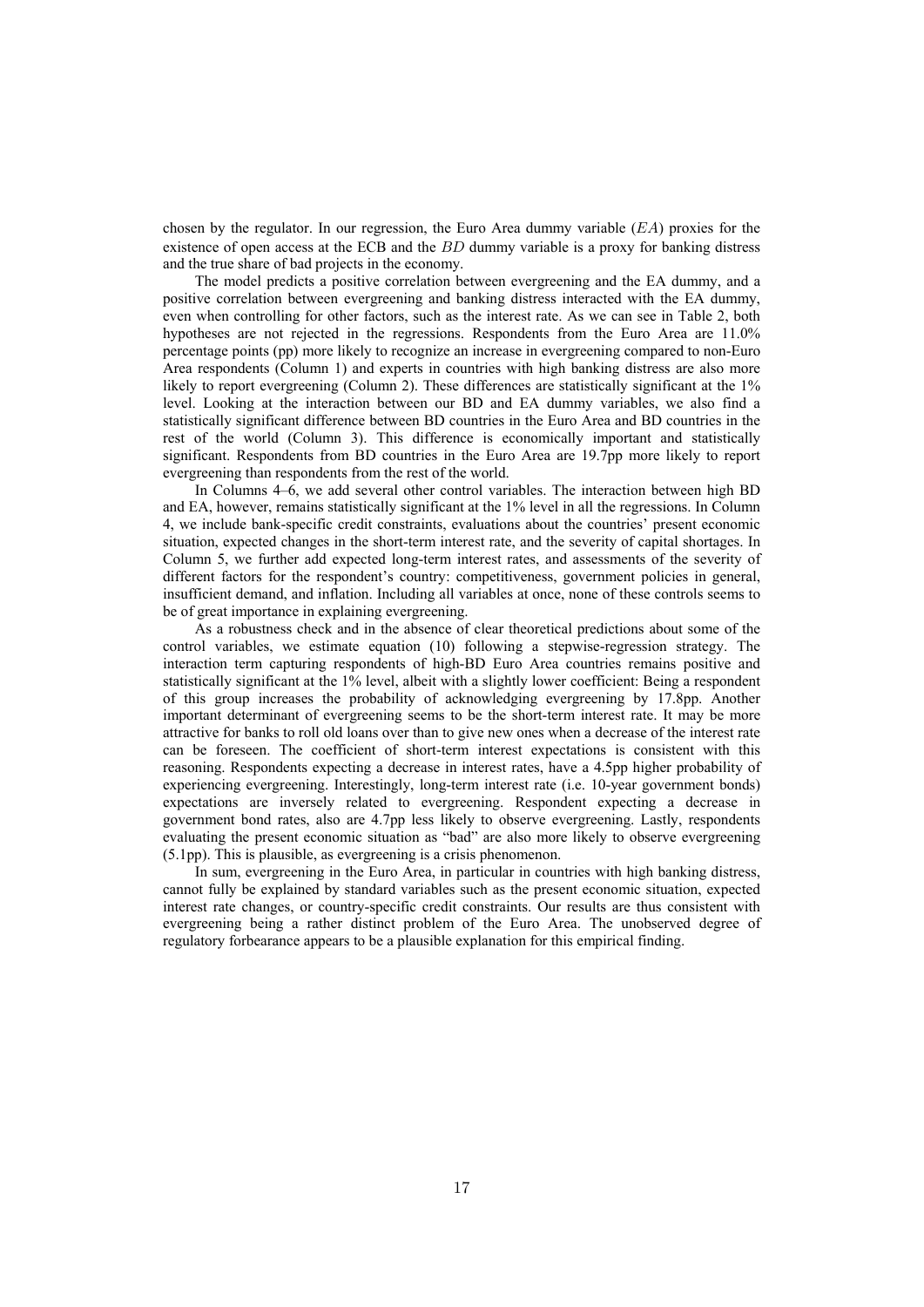chosen by the regulator. In our regression, the Euro Area dummy variable ($EA$) proxies for the existence of open access at the ECB and the $BD$ dummy variable is a proxy for banking distress and the true share of bad projects in the economy.

The model predicts a positive correlation between evergreening and the EA dummy, and a positive correlation between evergreening and banking distress interacted with the EA dummy, even when controlling for other factors, such as the interest rate. As we can see in Table 2, both hypotheses are not rejected in the regressions. Respondents from the Euro Area are 11.0% percentage points (pp) more likely to recognize an increase in evergreening compared to non-Euro Area respondents (Column 1) and experts in countries with high banking distress are also more likely to report evergreening (Column 2). These differences are statistically significant at the 1% level. Looking at the interaction between our BD and EA dummy variables, we also find a statistically significant difference between BD countries in the Euro Area and BD countries in the rest of the world (Column 3). This difference is economically important and statistically significant. Respondents from BD countries in the Euro Area are 19.7pp more likely to report evergreening than respondents from the rest of the world.

In Columns 4–6, we add several other control variables. The interaction between high BD and EA, however, remains statistically significant at the 1% level in all the regressions. In Column 4, we include bank-specific credit constraints, evaluations about the countries' present economic situation, expected changes in the short-term interest rate, and the severity of capital shortages. In Column 5, we further add expected long-term interest rates, and assessments of the severity of different factors for the respondent's country: competitiveness, government policies in general, insufficient demand, and inflation. Including all variables at once, none of these controls seems to be of great importance in explaining evergreening.

As a robustness check and in the absence of clear theoretical predictions about some of the control variables, we estimate equation (10) following a stepwise-regression strategy. The interaction term capturing respondents of high-BD Euro Area countries remains positive and statistically significant at the 1% level, albeit with a slightly lower coefficient: Being a respondent of this group increases the probability of acknowledging evergreening by 17.8pp. Another important determinant of evergreening seems to be the short-term interest rate. It may be more attractive for banks to roll old loans over than to give new ones when a decrease of the interest rate can be foreseen. The coefficient of short-term interest expectations is consistent with this reasoning. Respondents expecting a decrease in interest rates, have a 4.5pp higher probability of experiencing evergreening. Interestingly, long-term interest rate (i.e. 10-year government bonds) expectations are inversely related to evergreening. Respondent expecting a decrease in government bond rates, also are 4.7pp less likely to observe evergreening. Lastly, respondents evaluating the present economic situation as "bad" are also more likely to observe evergreening (5.1pp). This is plausible, as evergreening is a crisis phenomenon.

In sum, evergreening in the Euro Area, in particular in countries with high banking distress, cannot fully be explained by standard variables such as the present economic situation, expected interest rate changes, or country-specific credit constraints. Our results are thus consistent with evergreening being a rather distinct problem of the Euro Area. The unobserved degree of regulatory forbearance appears to be a plausible explanation for this empirical finding.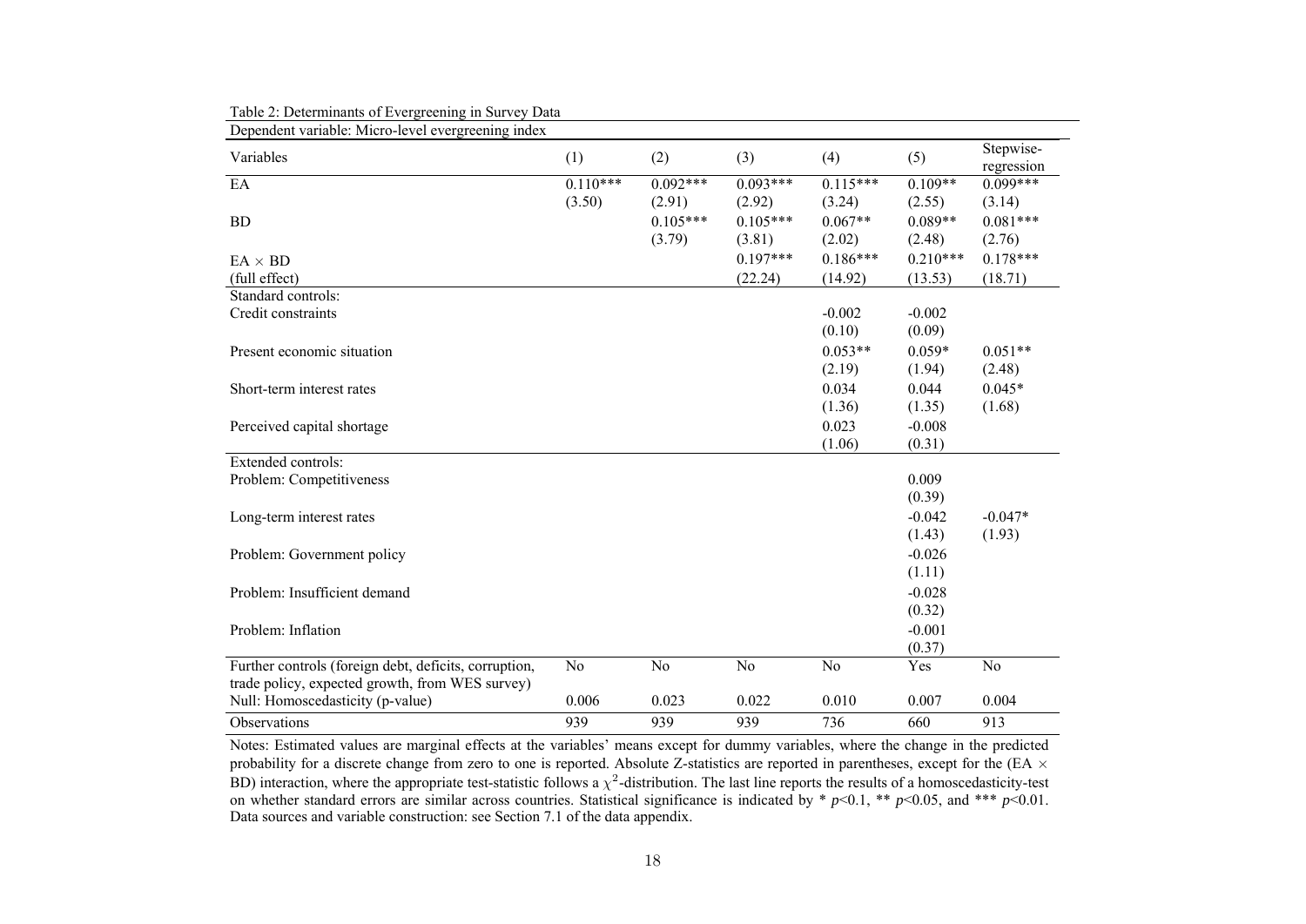Table 2: Determinants of Evergreening in Survey Data

Dependent variable: Micro-level evergreening index

| Variables | (1) | (2) | (3) | (4) | (5) | Stepwise-regression |
|---|---|---|---|---|---|---|
| EA | 0.110*** | 0.092*** | 0.093*** | 0.115*** | 0.109** | 0.099*** |
| | (3.50) | (2.91) | (2.92) | (3.24) | (2.55) | (3.14) |
| BD | | 0.105*** | 0.105*** | 0.067** | 0.089** | 0.081*** |
| | | (3.79) | (3.81) | (2.02) | (2.48) | (2.76) |
| EA × BD | | | 0.197*** | 0.186*** | 0.210*** | 0.178*** |
| (full effect) | | | (22.24) | (14.92) | (13.53) | (18.71) |
| Standard controls: | | | | | | |
| Credit constraints | | | | -0.002 | -0.002 | |
| | | | | (0.10) | (0.09) | |
| Present economic situation | | | | 0.053** | 0.059* | 0.051** |
| | | | | (2.19) | (1.94) | (2.48) |
| Short-term interest rates | | | | 0.034 | 0.044 | 0.045* |
| | | | | (1.36) | (1.35) | (1.68) |
| Perceived capital shortage | | | | 0.023 | -0.008 | |
| | | | | (1.06) | (0.31) | |
| Extended controls: | | | | | | |
| Problem: Competitiveness | | | | | 0.009 | |
| | | | | | (0.39) | |
| Long-term interest rates | | | | | -0.042 | -0.047* |
| | | | | | (1.43) | (1.93) |
| Problem: Government policy | | | | | -0.026 | |
| | | | | | (1.11) | |
| Problem: Insufficient demand | | | | | -0.028 | |
| | | | | | (0.32) | |
| Problem: Inflation | | | | | -0.001 | |
| | | | | | (0.37) | |
| Further controls (foreign debt, deficits, corruption, trade policy, expected growth, from WES survey) | No | No | No | No | Yes | No |
| Null: Homoscedasticity (p-value) | 0.006 | 0.023 | 0.022 | 0.010 | 0.007 | 0.004 |
| Observations | 939 | 939 | 939 | 736 | 660 | 913 |

Notes: Estimated values are marginal effects at the variables' means except for dummy variables, where the change in the predicted probability for a discrete change from zero to one is reported. Absolute Z-statistics are reported in parentheses, except for the (EA × BD) interaction, where the appropriate test-statistic follows a $\chi^2$-distribution. The last line reports the results of a homoscedasticity-test on whether standard errors are similar across countries. Statistical significance is indicated by * $p$<0.1, ** $p$<0.05, and *** $p$<0.01. Data sources and variable construction: see Section 7.1 of the data appendix.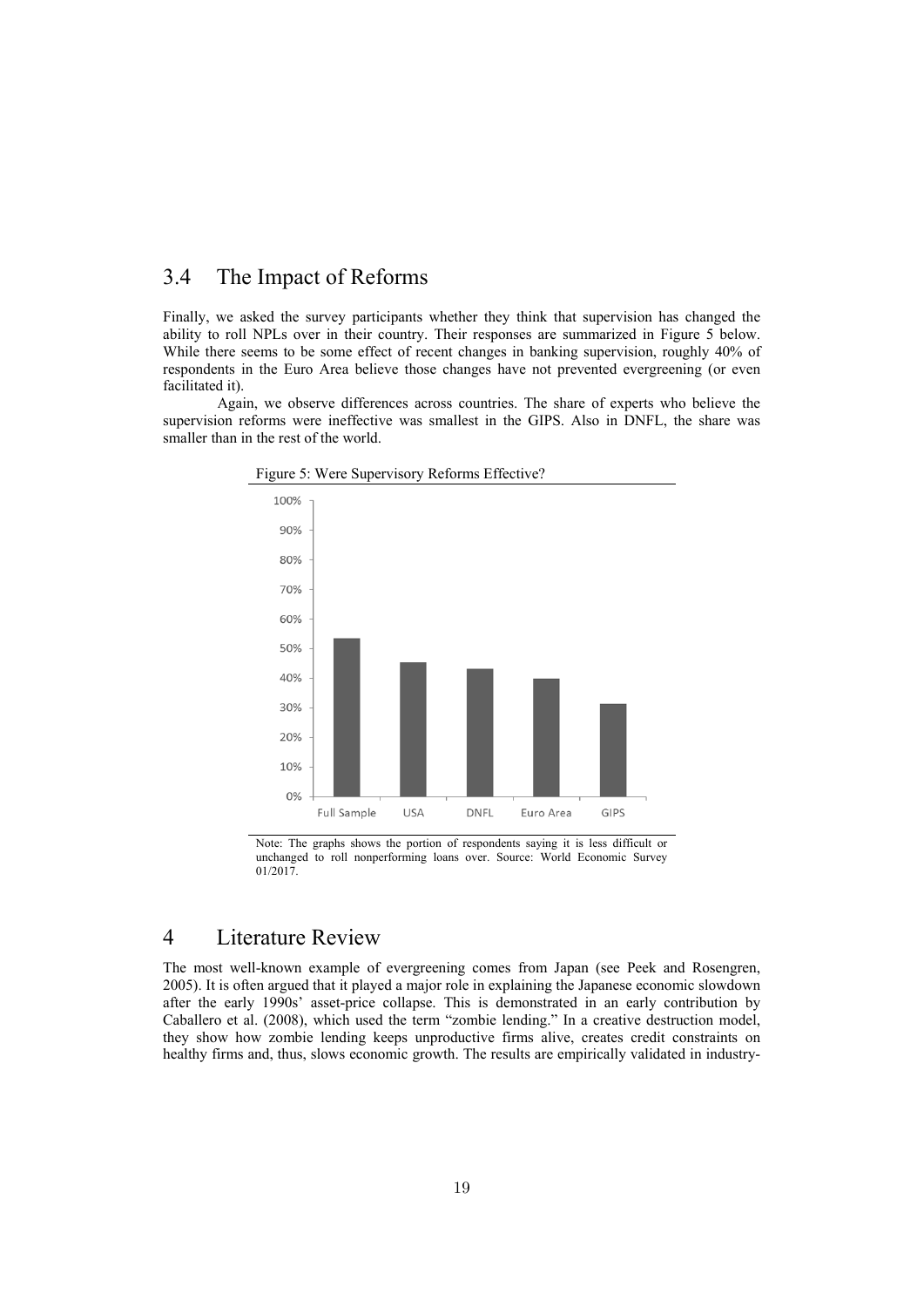## 3.4 The Impact of Reforms

Finally, we asked the survey participants whether they think that supervision has changed the ability to roll NPLs over in their country. Their responses are summarized in Figure 5 below. While there seems to be some effect of recent changes in banking supervision, roughly 40% of respondents in the Euro Area believe those changes have not prevented evergreening (or even facilitated it).

Again, we observe differences across countries. The share of experts who believe the supervision reforms were ineffective was smallest in the GIPS. Also in DNFL, the share was smaller than in the rest of the world.

Figure 5: Were Supervisory Reforms Effective?

Note: The graphs shows the portion of respondents saying it is less difficult or unchanged to roll nonperforming loans over. Source: World Economic Survey 01/2017.

# 4 Literature Review

The most well-known example of evergreening comes from Japan (see Peek and Rosengren, 2005). It is often argued that it played a major role in explaining the Japanese economic slowdown after the early 1990s' asset-price collapse. This is demonstrated in an early contribution by Caballero et al. (2008), which used the term "zombie lending." In a creative destruction model, they show how zombie lending keeps unproductive firms alive, creates credit constraints on healthy firms and, thus, slows economic growth. The results are empirically validated in industry-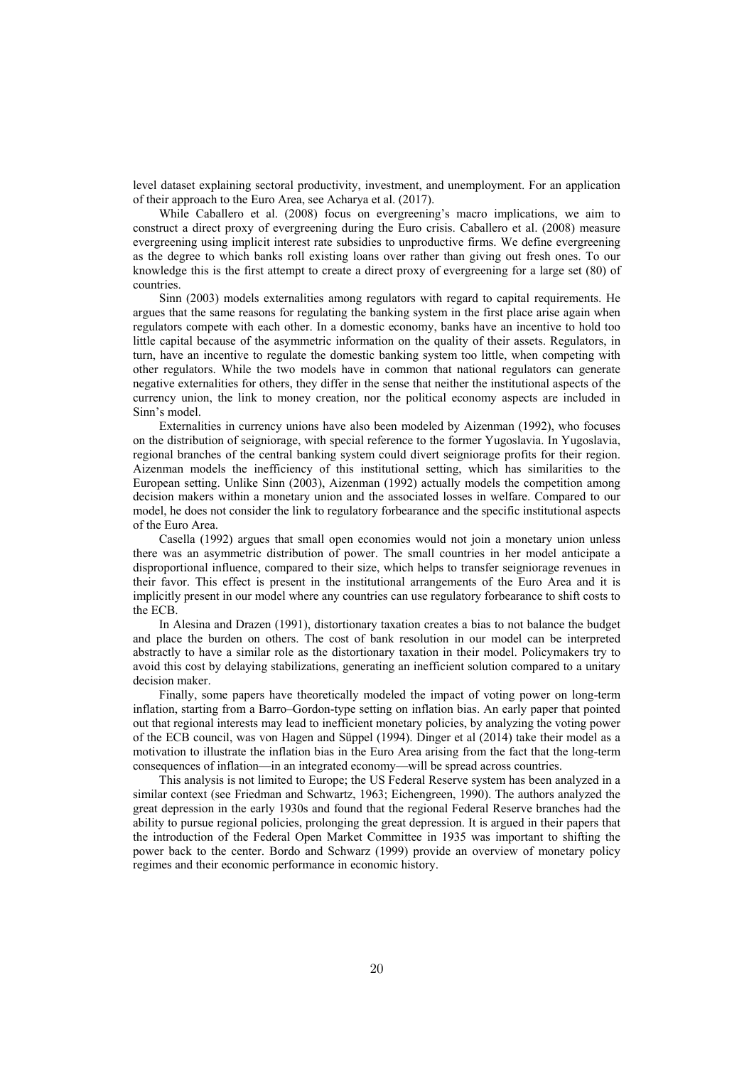level dataset explaining sectoral productivity, investment, and unemployment. For an application of their approach to the Euro Area, see Acharya et al. (2017).

While Caballero et al. (2008) focus on evergreening's macro implications, we aim to construct a direct proxy of evergreening during the Euro crisis. Caballero et al. (2008) measure evergreening using implicit interest rate subsidies to unproductive firms. We define evergreening as the degree to which banks roll existing loans over rather than giving out fresh ones. To our knowledge this is the first attempt to create a direct proxy of evergreening for a large set (80) of countries.

Sinn (2003) models externalities among regulators with regard to capital requirements. He argues that the same reasons for regulating the banking system in the first place arise again when regulators compete with each other. In a domestic economy, banks have an incentive to hold too little capital because of the asymmetric information on the quality of their assets. Regulators, in turn, have an incentive to regulate the domestic banking system too little, when competing with other regulators. While the two models have in common that national regulators can generate negative externalities for others, they differ in the sense that neither the institutional aspects of the currency union, the link to money creation, nor the political economy aspects are included in Sinn's model.

Externalities in currency unions have also been modeled by Aizenman (1992), who focuses on the distribution of seigniorage, with special reference to the former Yugoslavia. In Yugoslavia, regional branches of the central banking system could divert seigniorage profits for their region. Aizenman models the inefficiency of this institutional setting, which has similarities to the European setting. Unlike Sinn (2003), Aizenman (1992) actually models the competition among decision makers within a monetary union and the associated losses in welfare. Compared to our model, he does not consider the link to regulatory forbearance and the specific institutional aspects of the Euro Area.

Casella (1992) argues that small open economies would not join a monetary union unless there was an asymmetric distribution of power. The small countries in her model anticipate a disproportional influence, compared to their size, which helps to transfer seigniorage revenues in their favor. This effect is present in the institutional arrangements of the Euro Area and it is implicitly present in our model where any countries can use regulatory forbearance to shift costs to the ECB.

In Alesina and Drazen (1991), distortionary taxation creates a bias to not balance the budget and place the burden on others. The cost of bank resolution in our model can be interpreted abstractly to have a similar role as the distortionary taxation in their model. Policymakers try to avoid this cost by delaying stabilizations, generating an inefficient solution compared to a unitary decision maker.

Finally, some papers have theoretically modeled the impact of voting power on long-term inflation, starting from a Barro–Gordon-type setting on inflation bias. An early paper that pointed out that regional interests may lead to inefficient monetary policies, by analyzing the voting power of the ECB council, was von Hagen and Süppel (1994). Dinger et al (2014) take their model as a motivation to illustrate the inflation bias in the Euro Area arising from the fact that the long-term consequences of inflation—in an integrated economy—will be spread across countries.

This analysis is not limited to Europe; the US Federal Reserve system has been analyzed in a similar context (see Friedman and Schwartz, 1963; Eichengreen, 1990). The authors analyzed the great depression in the early 1930s and found that the regional Federal Reserve branches had the ability to pursue regional policies, prolonging the great depression. It is argued in their papers that the introduction of the Federal Open Market Committee in 1935 was important to shifting the power back to the center. Bordo and Schwarz (1999) provide an overview of monetary policy regimes and their economic performance in economic history.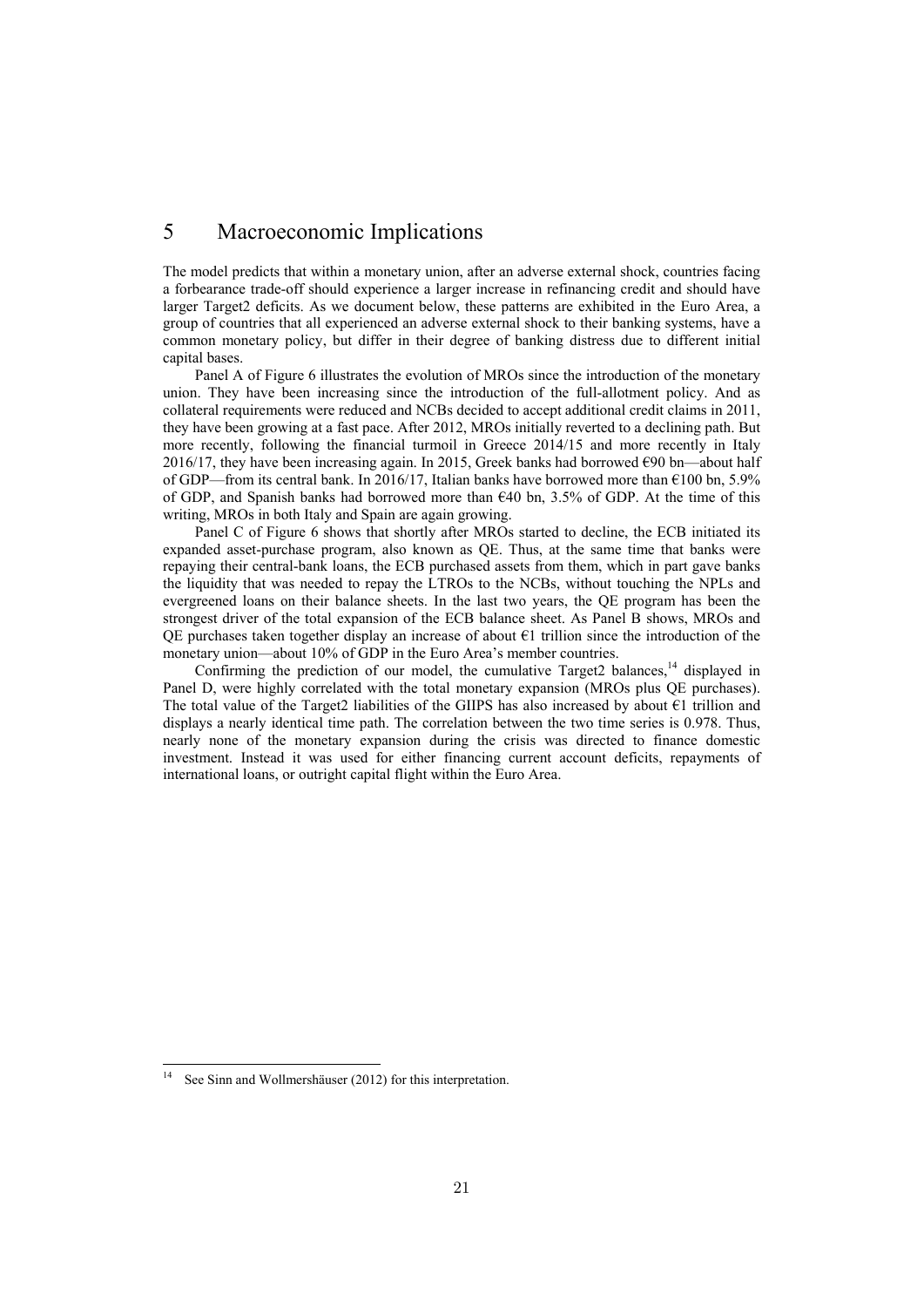# 5 Macroeconomic Implications

The model predicts that within a monetary union, after an adverse external shock, countries facing a forbearance trade-off should experience a larger increase in refinancing credit and should have larger Target2 deficits. As we document below, these patterns are exhibited in the Euro Area, a group of countries that all experienced an adverse external shock to their banking systems, have a common monetary policy, but differ in their degree of banking distress due to different initial capital bases.

Panel A of Figure 6 illustrates the evolution of MROs since the introduction of the monetary union. They have been increasing since the introduction of the full-allotment policy. And as collateral requirements were reduced and NCBs decided to accept additional credit claims in 2011, they have been growing at a fast pace. After 2012, MROs initially reverted to a declining path. But more recently, following the financial turmoil in Greece 2014/15 and more recently in Italy 2016/17, they have been increasing again. In 2015, Greek banks had borrowed €90 bn—about half of GDP—from its central bank. In 2016/17, Italian banks have borrowed more than €100 bn, 5.9% of GDP, and Spanish banks had borrowed more than €40 bn, 3.5% of GDP. At the time of this writing, MROs in both Italy and Spain are again growing.

Panel C of Figure 6 shows that shortly after MROs started to decline, the ECB initiated its expanded asset-purchase program, also known as QE. Thus, at the same time that banks were repaying their central-bank loans, the ECB purchased assets from them, which in part gave banks the liquidity that was needed to repay the LTROs to the NCBs, without touching the NPLs and evergreened loans on their balance sheets. In the last two years, the QE program has been the strongest driver of the total expansion of the ECB balance sheet. As Panel B shows, MROs and QE purchases taken together display an increase of about €1 trillion since the introduction of the monetary union—about 10% of GDP in the Euro Area's member countries.

Confirming the prediction of our model, the cumulative Target2 balances,[14] displayed in Panel D, were highly correlated with the total monetary expansion (MROs plus QE purchases). The total value of the Target2 liabilities of the GIIPS has also increased by about €1 trillion and displays a nearly identical time path. The correlation between the two time series is 0.978. Thus, nearly none of the monetary expansion during the crisis was directed to finance domestic investment. Instead it was used for either financing current account deficits, repayments of international loans, or outright capital flight within the Euro Area.

[14] See Sinn and Wollmershäuser (2012) for this interpretation.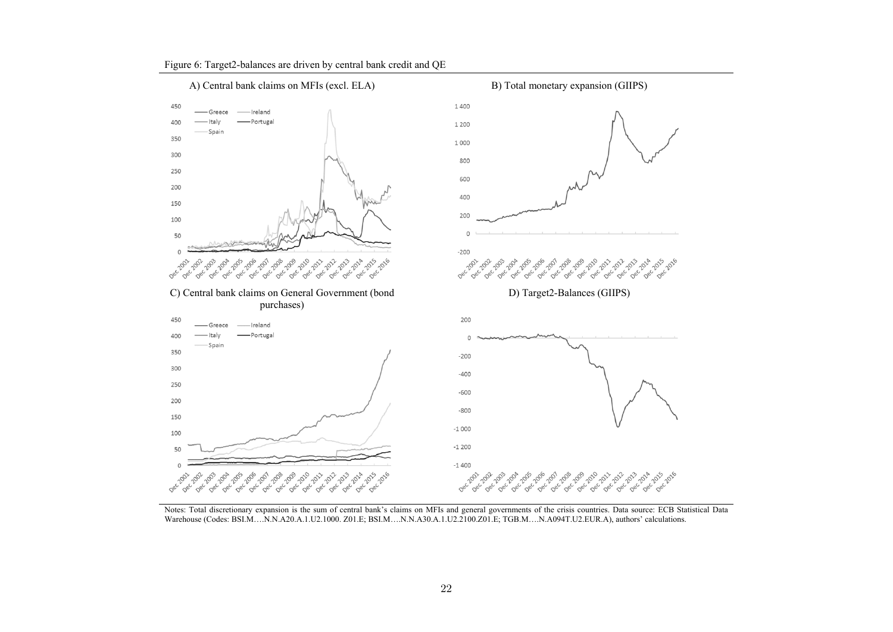Figure 6: Target2-balances are driven by central bank credit and QE

A) Central bank claims on MFIs (excl. ELA)

B) Total monetary expansion (GIIPS)

C) Central bank claims on General Government (bond purchases)

D) Target2-Balances (GIIPS)

Notes: Total discretionary expansion is the sum of central bank's claims on MFIs and general governments of the crisis countries. Data source: ECB Statistical Data Warehouse (Codes: BSI.M….N.N.A20.A.1.U2.1000. Z01.E; BSI.M….N.N.A30.A.1.U2.2100.Z01.E; TGB.M….N.A094T.U2.EUR.A), authors' calculations.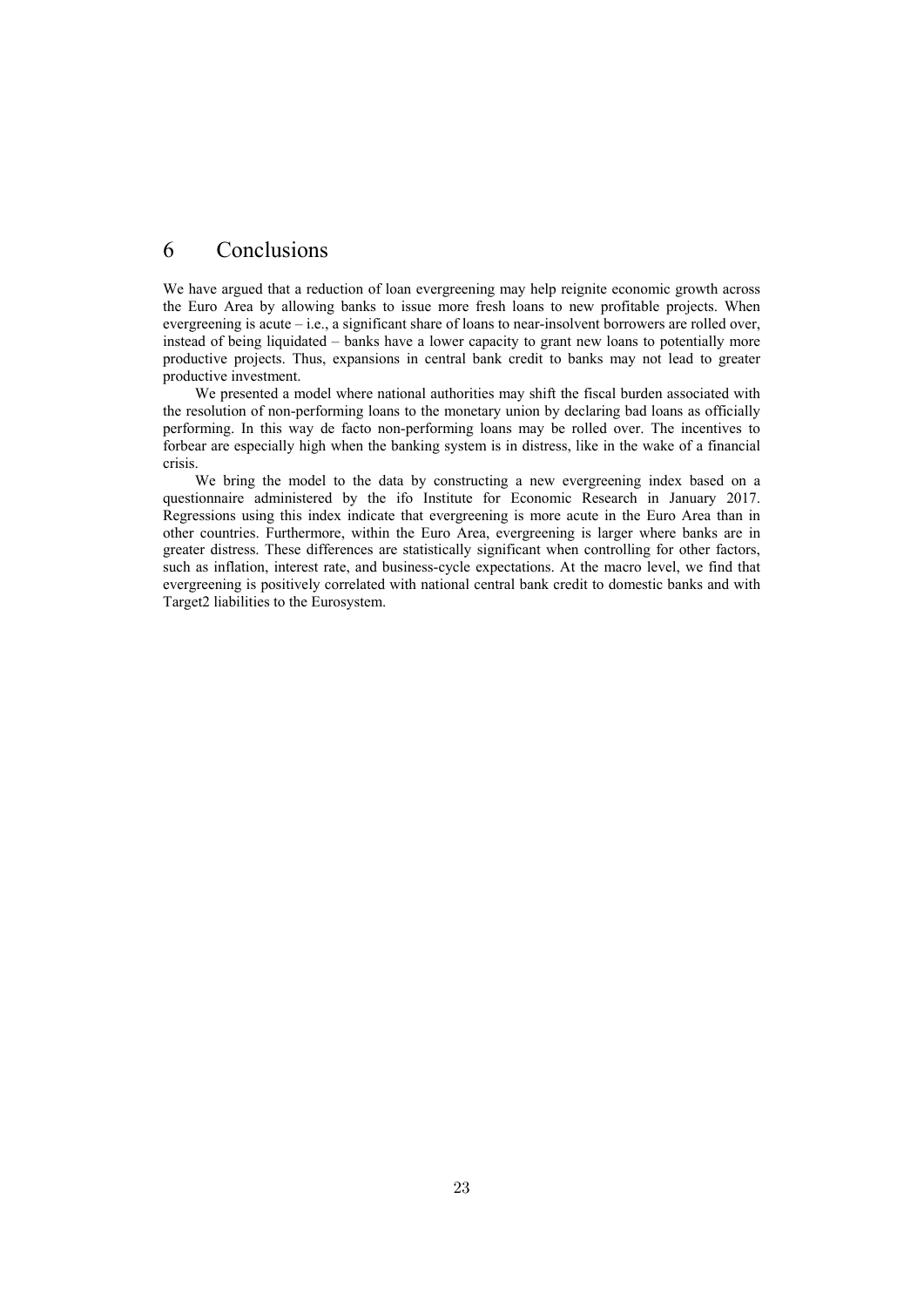# 6 Conclusions

We have argued that a reduction of loan evergreening may help reignite economic growth across the Euro Area by allowing banks to issue more fresh loans to new profitable projects. When evergreening is acute – i.e., a significant share of loans to near-insolvent borrowers are rolled over, instead of being liquidated – banks have a lower capacity to grant new loans to potentially more productive projects. Thus, expansions in central bank credit to banks may not lead to greater productive investment.

We presented a model where national authorities may shift the fiscal burden associated with the resolution of non-performing loans to the monetary union by declaring bad loans as officially performing. In this way de facto non-performing loans may be rolled over. The incentives to forbear are especially high when the banking system is in distress, like in the wake of a financial crisis.

We bring the model to the data by constructing a new evergreening index based on a questionnaire administered by the ifo Institute for Economic Research in January 2017. Regressions using this index indicate that evergreening is more acute in the Euro Area than in other countries. Furthermore, within the Euro Area, evergreening is larger where banks are in greater distress. These differences are statistically significant when controlling for other factors, such as inflation, interest rate, and business-cycle expectations. At the macro level, we find that evergreening is positively correlated with national central bank credit to domestic banks and with Target2 liabilities to the Eurosystem.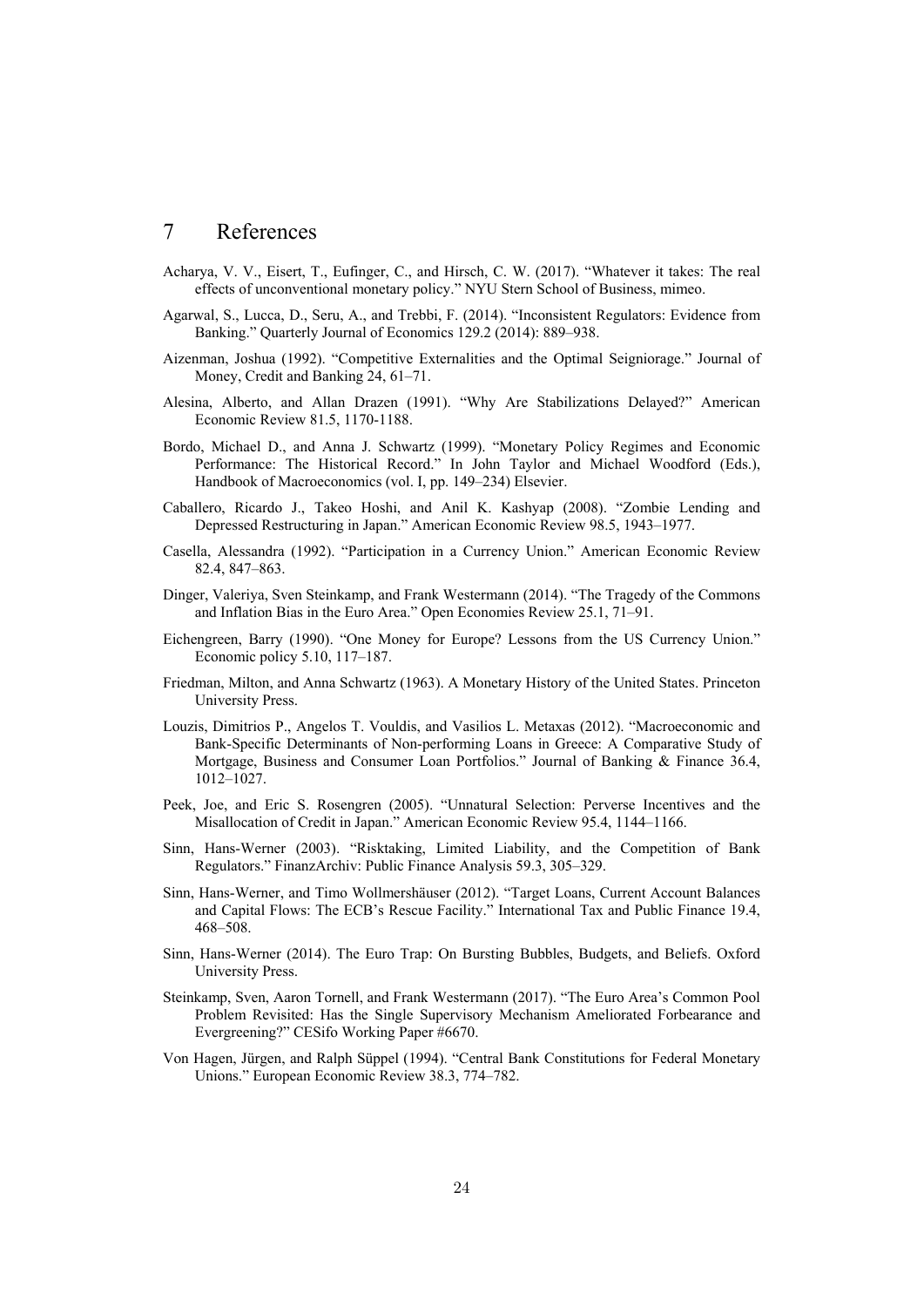# 7 References

Acharya, V. V., Eisert, T., Eufinger, C., and Hirsch, C. W. (2017). "Whatever it takes: The real effects of unconventional monetary policy." NYU Stern School of Business, mimeo.

Agarwal, S., Lucca, D., Seru, A., and Trebbi, F. (2014). "Inconsistent Regulators: Evidence from Banking." Quarterly Journal of Economics 129.2 (2014): 889–938.

Aizenman, Joshua (1992). "Competitive Externalities and the Optimal Seigniorage." Journal of Money, Credit and Banking 24, 61–71.

Alesina, Alberto, and Allan Drazen (1991). "Why Are Stabilizations Delayed?" American Economic Review 81.5, 1170-1188.

Bordo, Michael D., and Anna J. Schwartz (1999). "Monetary Policy Regimes and Economic Performance: The Historical Record." In John Taylor and Michael Woodford (Eds.), Handbook of Macroeconomics (vol. I, pp. 149–234) Elsevier.

Caballero, Ricardo J., Takeo Hoshi, and Anil K. Kashyap (2008). "Zombie Lending and Depressed Restructuring in Japan." American Economic Review 98.5, 1943–1977.

Casella, Alessandra (1992). "Participation in a Currency Union." American Economic Review 82.4, 847–863.

Dinger, Valeriya, Sven Steinkamp, and Frank Westermann (2014). "The Tragedy of the Commons and Inflation Bias in the Euro Area." Open Economies Review 25.1, 71–91.

Eichengreen, Barry (1990). "One Money for Europe? Lessons from the US Currency Union." Economic policy 5.10, 117–187.

Friedman, Milton, and Anna Schwartz (1963). A Monetary History of the United States. Princeton University Press.

Louzis, Dimitrios P., Angelos T. Vouldis, and Vasilios L. Metaxas (2012). "Macroeconomic and Bank-Specific Determinants of Non-performing Loans in Greece: A Comparative Study of Mortgage, Business and Consumer Loan Portfolios." Journal of Banking & Finance 36.4, 1012–1027.

Peek, Joe, and Eric S. Rosengren (2005). "Unnatural Selection: Perverse Incentives and the Misallocation of Credit in Japan." American Economic Review 95.4, 1144–1166.

Sinn, Hans-Werner (2003). "Risktaking, Limited Liability, and the Competition of Bank Regulators." FinanzArchiv: Public Finance Analysis 59.3, 305–329.

Sinn, Hans-Werner, and Timo Wollmershäuser (2012). "Target Loans, Current Account Balances and Capital Flows: The ECB's Rescue Facility." International Tax and Public Finance 19.4, 468–508.

Sinn, Hans-Werner (2014). The Euro Trap: On Bursting Bubbles, Budgets, and Beliefs. Oxford University Press.

Steinkamp, Sven, Aaron Tornell, and Frank Westermann (2017). "The Euro Area's Common Pool Problem Revisited: Has the Single Supervisory Mechanism Ameliorated Forbearance and Evergreening?" CESifo Working Paper #6670.

Von Hagen, Jürgen, and Ralph Süppel (1994). "Central Bank Constitutions for Federal Monetary Unions." European Economic Review 38.3, 774–782.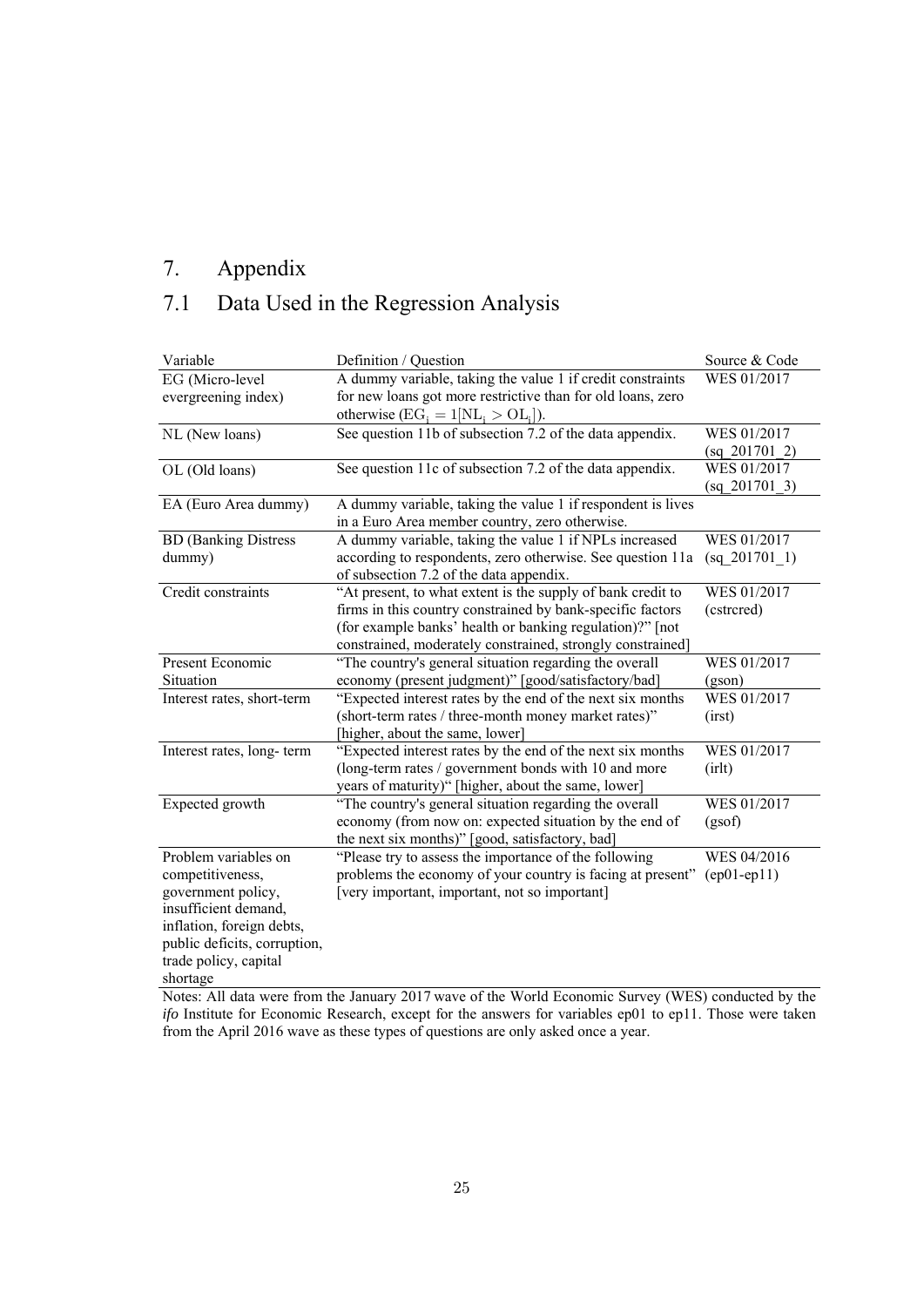# 7. Appendix

## 7.1 Data Used in the Regression Analysis

| Variable | Definition / Question | Source & Code |
|---|---|---|
| EG (Micro-level evergreening index) | A dummy variable, taking the value 1 if credit constraints for new loans got more restrictive than for old loans, zero otherwise ($EG_i = 1[NL_i > OL_i]$). | WES 01/2017 |
| NL (New loans) | See question 11b of subsection 7.2 of the data appendix. | WES 01/2017 (sq_201701_2) |
| OL (Old loans) | See question 11c of subsection 7.2 of the data appendix. | WES 01/2017 (sq_201701_3) |
| EA (Euro Area dummy) | A dummy variable, taking the value 1 if respondent is lives in a Euro Area member country, zero otherwise. | |
| BD (Banking Distress dummy) | A dummy variable, taking the value 1 if NPLs increased according to respondents, zero otherwise. See question 11a of subsection 7.2 of the data appendix. | WES 01/2017 (sq_201701_1) |
| Credit constraints | "At present, to what extent is the supply of bank credit to firms in this country constrained by bank-specific factors (for example banks' health or banking regulation)?" [not constrained, moderately constrained, strongly constrained] | WES 01/2017 (cstrcred) |
| Present Economic Situation | "The country's general situation regarding the overall economy (present judgment)" [good/satisfactory/bad] | WES 01/2017 (gson) |
| Interest rates, short-term | "Expected interest rates by the end of the next six months (short-term rates / three-month money market rates)" [higher, about the same, lower] | WES 01/2017 (irst) |
| Interest rates, long- term | "Expected interest rates by the end of the next six months (long-term rates / government bonds with 10 and more years of maturity)" [higher, about the same, lower] | WES 01/2017 (irlt) |
| Expected growth | "The country's general situation regarding the overall economy (from now on: expected situation by the end of the next six months)" [good, satisfactory, bad] | WES 01/2017 (gsof) |
| Problem variables on competitiveness, government policy, insufficient demand, inflation, foreign debts, public deficits, corruption, trade policy, capital shortage | "Please try to assess the importance of the following problems the economy of your country is facing at present" [very important, important, not so important] | WES 04/2016 (ep01-ep11) |

Notes: All data were from the January 2017 wave of the World Economic Survey (WES) conducted by the *ifo* Institute for Economic Research, except for the answers for variables ep01 to ep11. Those were taken from the April 2016 wave as these types of questions are only asked once a year.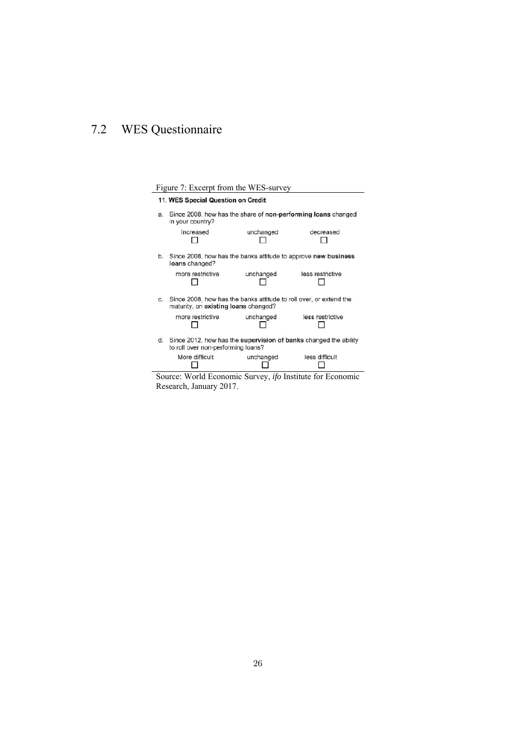## 7.2 WES Questionnaire

Figure 7: Excerpt from the WES-survey

**11. WES Special Question on Credit**

a. Since 2008, how has the share of **non-performing loans** changed in your country?

Increased ☐ unchanged ☐ decreased ☐

b. Since 2008, how has the banks attitude to approve **new business loans** changed?

more restrictive ☐ unchanged ☐ less restrictive ☐

c. Since 2008, how has the banks attitude to roll over, or extend the maturity, on **existing loans** changed?

more restrictive ☐ unchanged ☐ less restrictive ☐

d. Since 2012, how has the **supervision of banks** changed the ability to roll over non-performing loans?

More difficult ☐ unchanged ☐ less difficult ☐

Source: World Economic Survey, *ifo* Institute for Economic Research, January 2017.